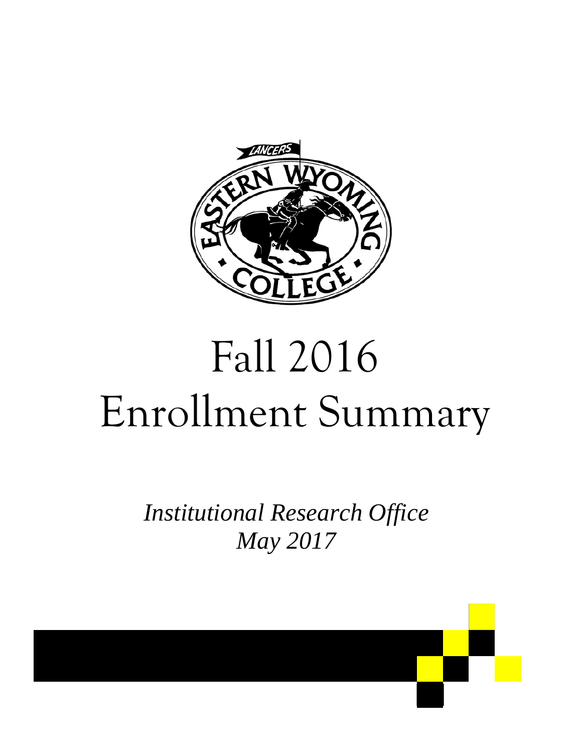# Fall 2016

# Enrollment Summary

*Institutional Research Office*

*May 2017*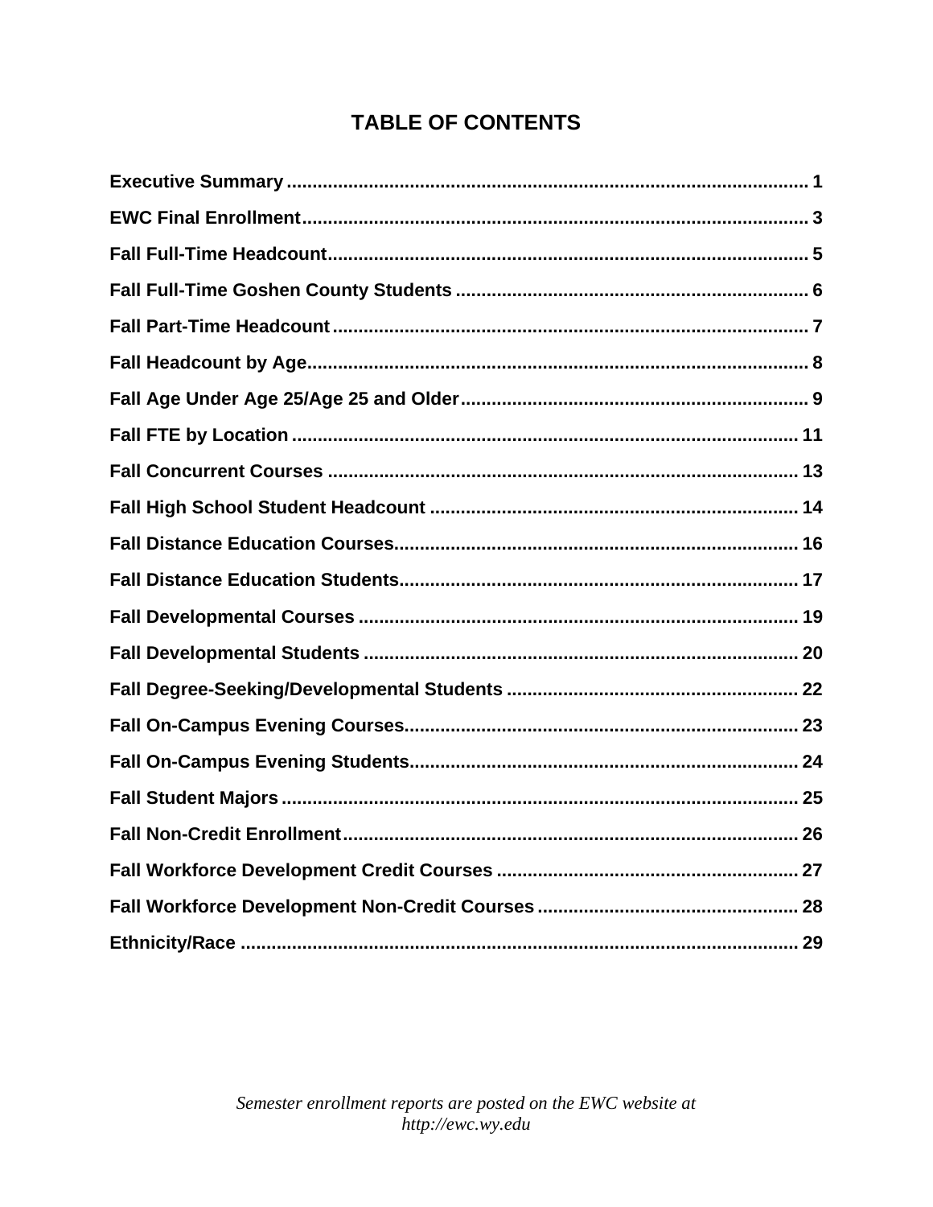# TABLE OF CONTENTS

**Executive Summary** ..................................................................................................... 1

**EWC Final Enrollment** ................................................................................................... 3

**Fall Full-Time Headcount** ............................................................................................. 5

**Fall Full-Time Goshen County Students** ..................................................................... 6

**Fall Part-Time Headcount** ............................................................................................ 7

**Fall Headcount by Age** ................................................................................................. 8

**Fall Age Under Age 25/Age 25 and Older** .................................................................... 9

**Fall FTE by Location** .................................................................................................. 11

**Fall Concurrent Courses** ............................................................................................ 13

**Fall High School Student Headcount** ........................................................................ 14

**Fall Distance Education Courses** ............................................................................... 16

**Fall Distance Education Students** .............................................................................. 17

**Fall Developmental Courses** ...................................................................................... 19

**Fall Developmental Students** ..................................................................................... 20

**Fall Degree-Seeking/Developmental Students** ......................................................... 22

**Fall On-Campus Evening Courses** ............................................................................. 23

**Fall On-Campus Evening Students** ............................................................................ 24

**Fall Student Majors** .................................................................................................... 25

**Fall Non-Credit Enrollment** ......................................................................................... 26

**Fall Workforce Development Credit Courses** ........................................................... 27

**Fall Workforce Development Non-Credit Courses** ................................................... 28

**Ethnicity/Race** ............................................................................................................. 29

*Semester enrollment reports are posted on the EWC website at http://ewc.wy.edu*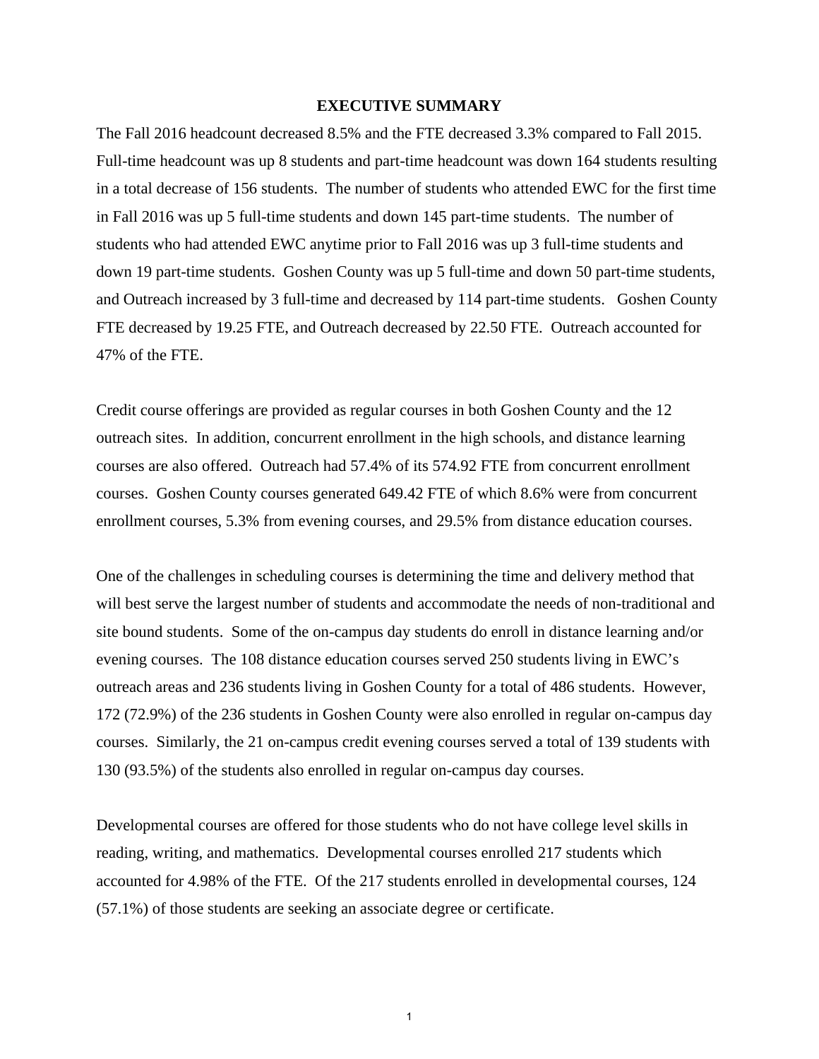# EXECUTIVE SUMMARY

The Fall 2016 headcount decreased 8.5% and the FTE decreased 3.3% compared to Fall 2015. Full-time headcount was up 8 students and part-time headcount was down 164 students resulting in a total decrease of 156 students. The number of students who attended EWC for the first time in Fall 2016 was up 5 full-time students and down 145 part-time students. The number of students who had attended EWC anytime prior to Fall 2016 was up 3 full-time students and down 19 part-time students. Goshen County was up 5 full-time and down 50 part-time students, and Outreach increased by 3 full-time and decreased by 114 part-time students. Goshen County FTE decreased by 19.25 FTE, and Outreach decreased by 22.50 FTE. Outreach accounted for 47% of the FTE.

Credit course offerings are provided as regular courses in both Goshen County and the 12 outreach sites. In addition, concurrent enrollment in the high schools, and distance learning courses are also offered. Outreach had 57.4% of its 574.92 FTE from concurrent enrollment courses. Goshen County courses generated 649.42 FTE of which 8.6% were from concurrent enrollment courses, 5.3% from evening courses, and 29.5% from distance education courses.

One of the challenges in scheduling courses is determining the time and delivery method that will best serve the largest number of students and accommodate the needs of non-traditional and site bound students. Some of the on-campus day students do enroll in distance learning and/or evening courses. The 108 distance education courses served 250 students living in EWC's outreach areas and 236 students living in Goshen County for a total of 486 students. However, 172 (72.9%) of the 236 students in Goshen County were also enrolled in regular on-campus day courses. Similarly, the 21 on-campus credit evening courses served a total of 139 students with 130 (93.5%) of the students also enrolled in regular on-campus day courses.

Developmental courses are offered for those students who do not have college level skills in reading, writing, and mathematics. Developmental courses enrolled 217 students which accounted for 4.98% of the FTE. Of the 217 students enrolled in developmental courses, 124 (57.1%) of those students are seeking an associate degree or certificate.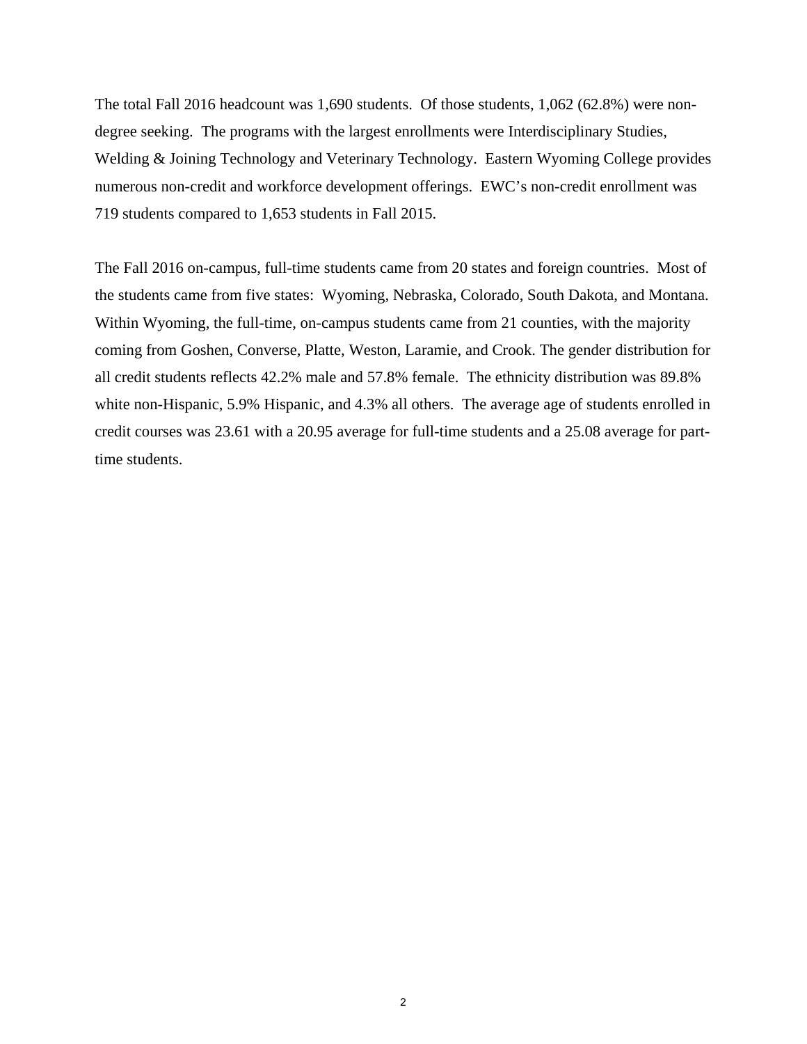The total Fall 2016 headcount was 1,690 students. Of those students, 1,062 (62.8%) were non-degree seeking. The programs with the largest enrollments were Interdisciplinary Studies, Welding & Joining Technology and Veterinary Technology. Eastern Wyoming College provides numerous non-credit and workforce development offerings. EWC's non-credit enrollment was 719 students compared to 1,653 students in Fall 2015.

The Fall 2016 on-campus, full-time students came from 20 states and foreign countries. Most of the students came from five states: Wyoming, Nebraska, Colorado, South Dakota, and Montana. Within Wyoming, the full-time, on-campus students came from 21 counties, with the majority coming from Goshen, Converse, Platte, Weston, Laramie, and Crook. The gender distribution for all credit students reflects 42.2% male and 57.8% female. The ethnicity distribution was 89.8% white non-Hispanic, 5.9% Hispanic, and 4.3% all others. The average age of students enrolled in credit courses was 23.61 with a 20.95 average for full-time students and a 25.08 average for part-time students.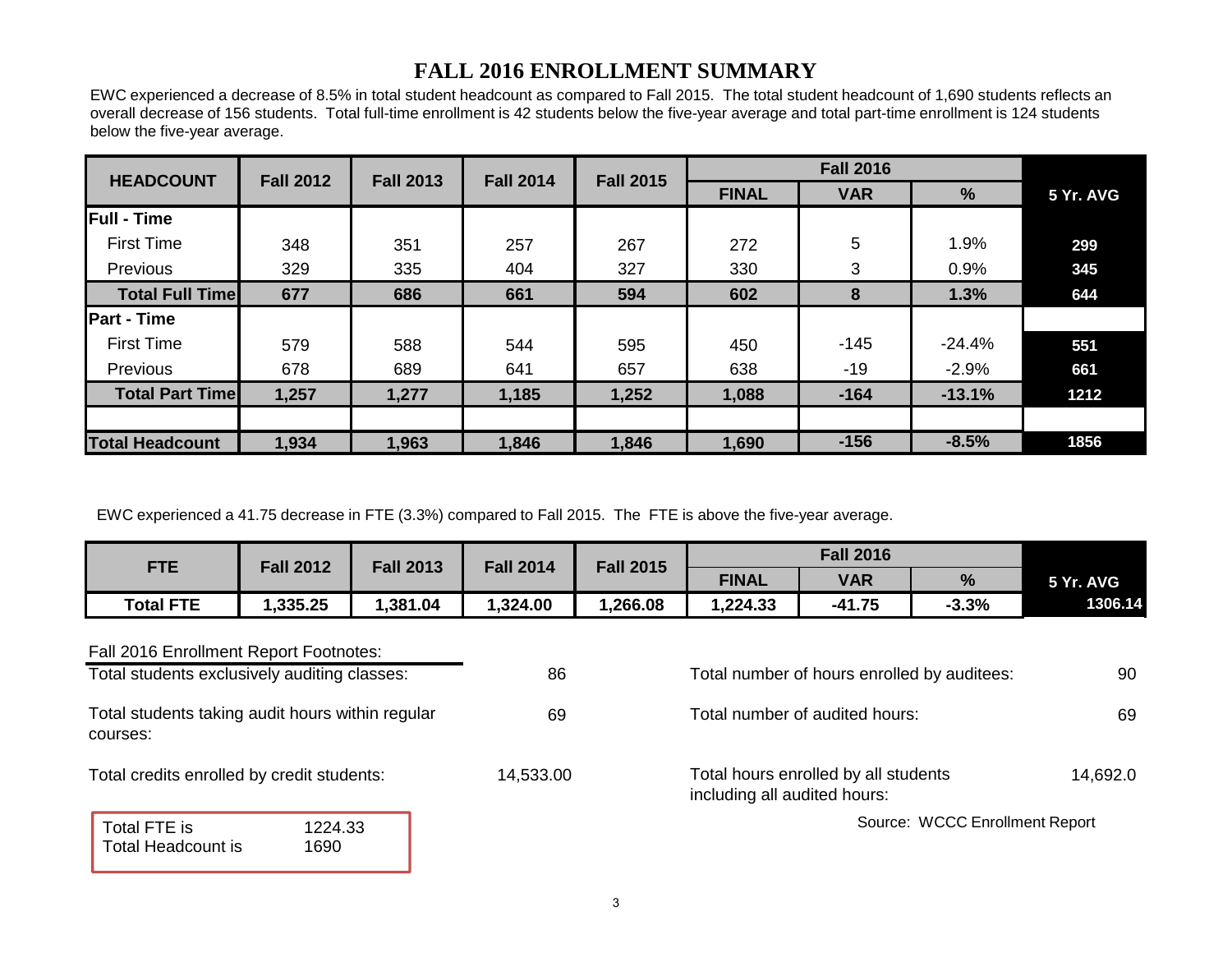# FALL 2016 ENROLLMENT SUMMARY

EWC experienced a decrease of 8.5% in total student headcount as compared to Fall 2015. The total student headcount of 1,690 students reflects an overall decrease of 156 students. Total full-time enrollment is 42 students below the five-year average and total part-time enrollment is 124 students below the five-year average.

| HEADCOUNT | Fall 2012 | Fall 2013 | Fall 2014 | Fall 2015 | Fall 2016 | | | 5 Yr. AVG |
|---|---|---|---|---|---|---|---|---|
| | | | | | FINAL | VAR | % | |
| **Full - Time** | | | | | | | | |
| First Time | 348 | 351 | 257 | 267 | 272 | 5 | 1.9% | 299 |
| Previous | 329 | 335 | 404 | 327 | 330 | 3 | 0.9% | 345 |
| **Total Full Time** | **677** | **686** | **661** | **594** | **602** | **8** | **1.3%** | **644** |
| **Part - Time** | | | | | | | | |
| First Time | 579 | 588 | 544 | 595 | 450 | -145 | -24.4% | 551 |
| Previous | 678 | 689 | 641 | 657 | 638 | -19 | -2.9% | 661 |
| **Total Part Time** | **1,257** | **1,277** | **1,185** | **1,252** | **1,088** | **-164** | **-13.1%** | **1212** |
| | | | | | | | | |
| **Total Headcount** | **1,934** | **1,963** | **1,846** | **1,846** | **1,690** | **-156** | **-8.5%** | **1856** |

EWC experienced a 41.75 decrease in FTE (3.3%) compared to Fall 2015. The FTE is above the five-year average.

| FTE | Fall 2012 | Fall 2013 | Fall 2014 | Fall 2015 | Fall 2016 | | | 5 Yr. AVG |
|---|---|---|---|---|---|---|---|---|
| | | | | | FINAL | VAR | % | |
| **Total FTE** | **1,335.25** | **1,381.04** | **1,324.00** | **1,266.08** | **1,224.33** | **-41.75** | **-3.3%** | **1306.14** |

Fall 2016 Enrollment Report Footnotes:

| | | | |
|---|---|---|---|
| Total students exclusively auditing classes: | 86 | Total number of hours enrolled by auditees: | 90 |
| Total students taking audit hours within regular courses: | 69 | Total number of audited hours: | 69 |
| Total credits enrolled by credit students: | 14,533.00 | Total hours enrolled by all students including all audited hours: | 14,692.0 |

Total FTE is 1224.33
Total Headcount is 1690

Source: WCCC Enrollment Report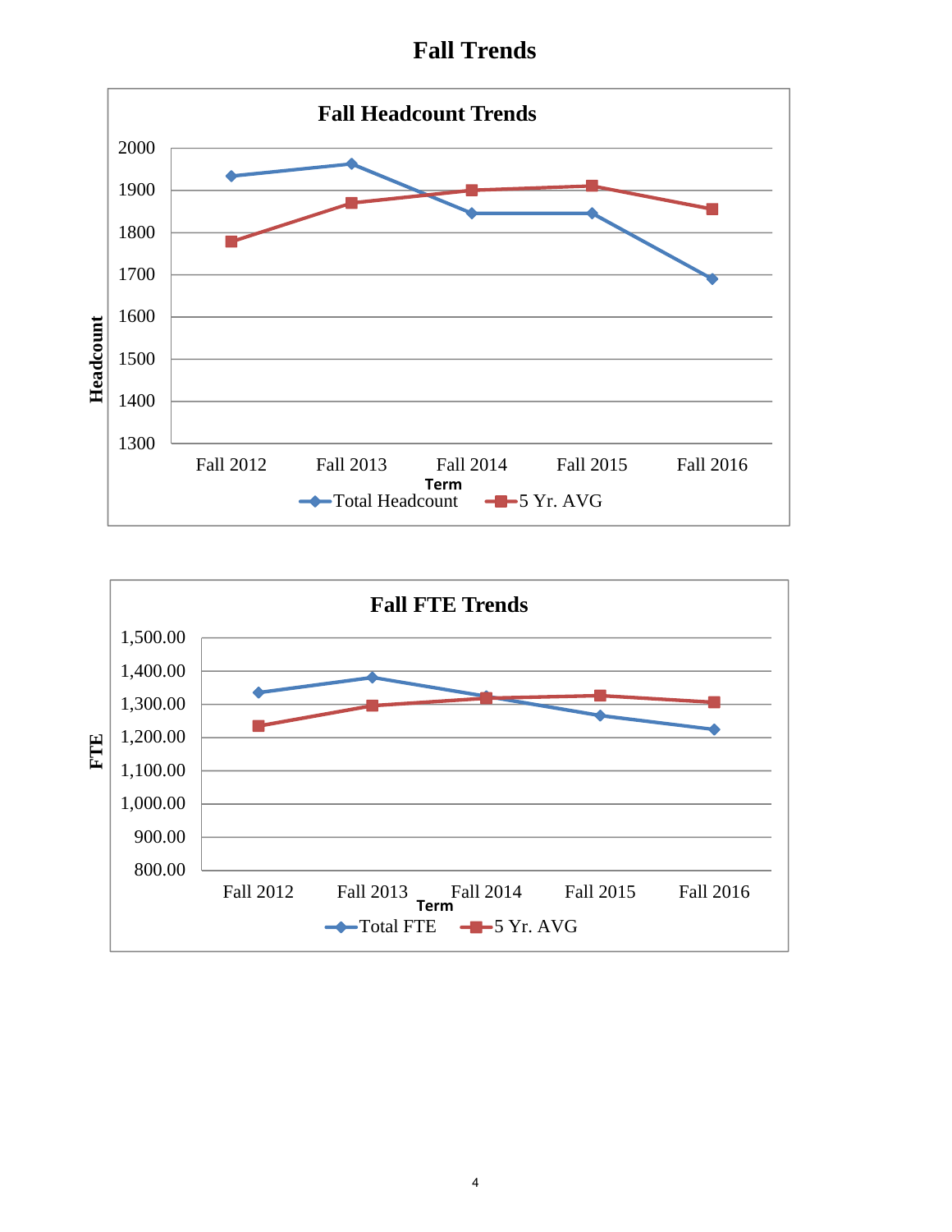# Fall Trends

**Fall Headcount Trends**

Headcount

2000
1900
1800
1700
1600
1500
1400
1300

Fall 2012 Fall 2013 Fall 2014 Fall 2015 Fall 2016

Term

Total Headcount 5 Yr. AVG

**Fall FTE Trends**

FTE

1,500.00
1,400.00
1,300.00
1,200.00
1,100.00
1,000.00
900.00
800.00

Fall 2012 Fall 2013 Fall 2014 Fall 2015 Fall 2016

Term

Total FTE 5 Yr. AVG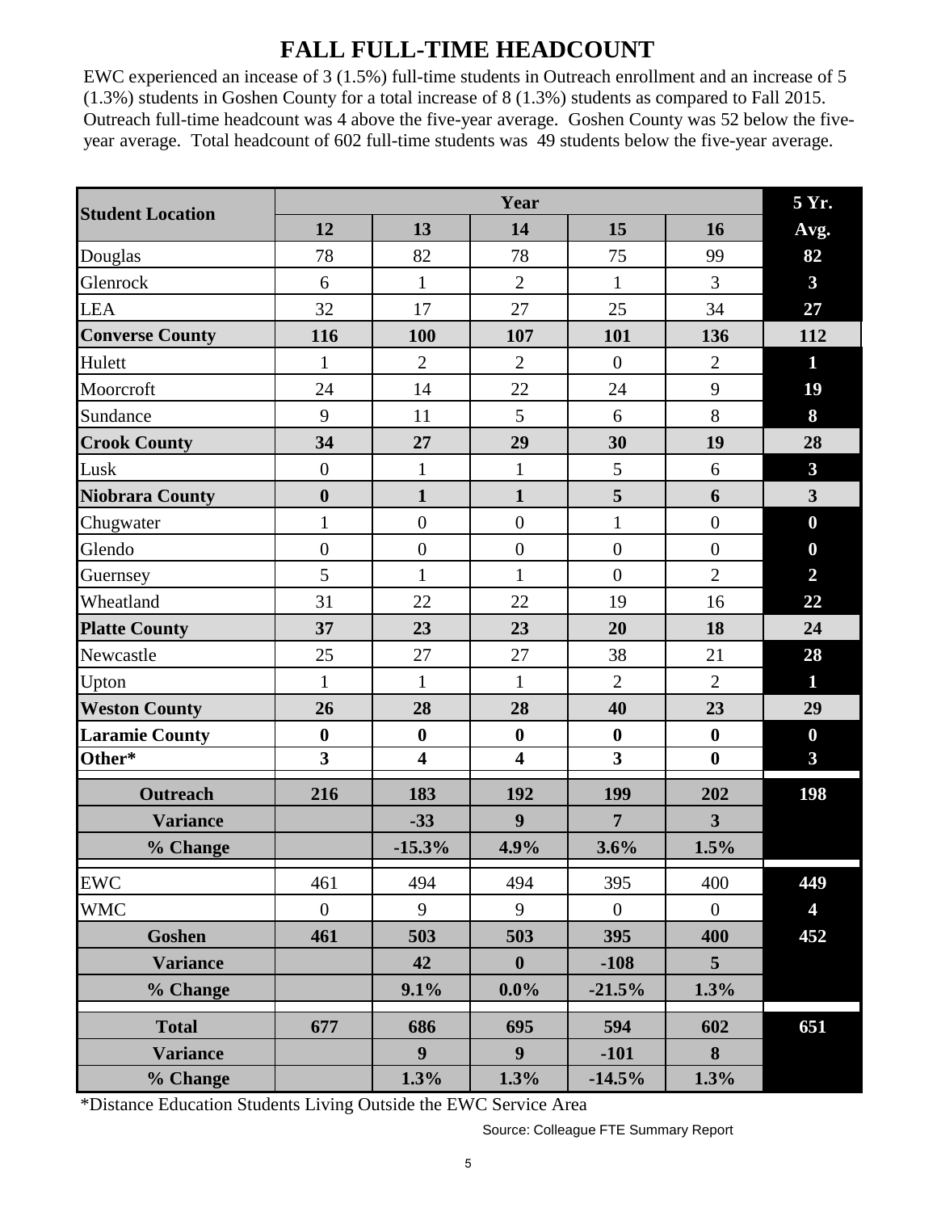# FALL FULL-TIME HEADCOUNT

EWC experienced an incease of 3 (1.5%) full-time students in Outreach enrollment and an increase of 5 (1.3%) students in Goshen County for a total increase of 8 (1.3%) students as compared to Fall 2015. Outreach full-time headcount was 4 above the five-year average. Goshen County was 52 below the five-year average. Total headcount of 602 full-time students was 49 students below the five-year average.

| Student Location | Year | | | | | 5 Yr. |
|---|---|---|---|---|---|---|
| | 12 | 13 | 14 | 15 | 16 | Avg. |
| Douglas | 78 | 82 | 78 | 75 | 99 | **82** |
| Glenrock | 6 | 1 | 2 | 1 | 3 | **3** |
| LEA | 32 | 17 | 27 | 25 | 34 | **27** |
| **Converse County** | **116** | **100** | **107** | **101** | **136** | **112** |
| Hulett | 1 | 2 | 2 | 0 | 2 | **1** |
| Moorcroft | 24 | 14 | 22 | 24 | 9 | **19** |
| Sundance | 9 | 11 | 5 | 6 | 8 | **8** |
| **Crook County** | **34** | **27** | **29** | **30** | **19** | **28** |
| Lusk | 0 | 1 | 1 | 5 | 6 | **3** |
| **Niobrara County** | **0** | **1** | **1** | **5** | **6** | **3** |
| Chugwater | 1 | 0 | 0 | 1 | 0 | **0** |
| Glendo | 0 | 0 | 0 | 0 | 0 | **0** |
| Guernsey | 5 | 1 | 1 | 0 | 2 | **2** |
| Wheatland | 31 | 22 | 22 | 19 | 16 | **22** |
| **Platte County** | **37** | **23** | **23** | **20** | **18** | **24** |
| Newcastle | 25 | 27 | 27 | 38 | 21 | **28** |
| Upton | 1 | 1 | 1 | 2 | 2 | **1** |
| **Weston County** | **26** | **28** | **28** | **40** | **23** | **29** |
| **Laramie County** | **0** | **0** | **0** | **0** | **0** | **0** |
| **Other*** | **3** | **4** | **4** | **3** | **0** | **3** |
| **Outreach** | **216** | **183** | **192** | **199** | **202** | **198** |
| **Variance** | | **-33** | **9** | **7** | **3** | |
| **% Change** | | **-15.3%** | **4.9%** | **3.6%** | **1.5%** | |
| EWC | 461 | 494 | 494 | 395 | 400 | **449** |
| WMC | 0 | 9 | 9 | 0 | 0 | **4** |
| **Goshen** | **461** | **503** | **503** | **395** | **400** | **452** |
| **Variance** | | **42** | **0** | **-108** | **5** | |
| **% Change** | | **9.1%** | **0.0%** | **-21.5%** | **1.3%** | |
| **Total** | **677** | **686** | **695** | **594** | **602** | **651** |
| **Variance** | | **9** | **9** | **-101** | **8** | |
| **% Change** | | **1.3%** | **1.3%** | **-14.5%** | **1.3%** | |

*Distance Education Students Living Outside the EWC Service Area

Source: Colleague FTE Summary Report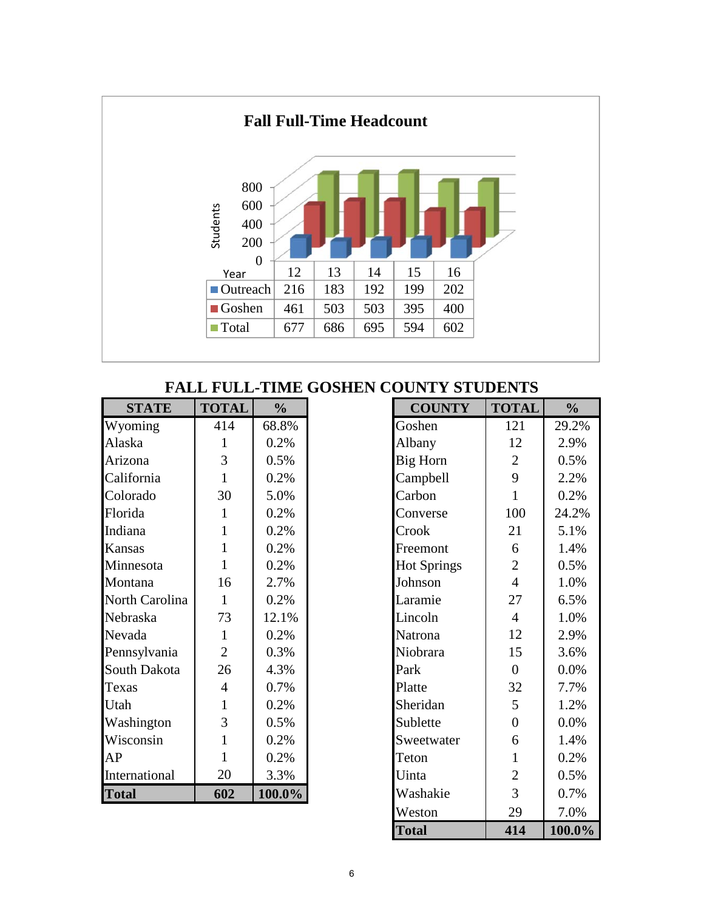## Fall Full-Time Headcount

| Year | 12 | 13 | 14 | 15 | 16 |
|---|---|---|---|---|---|
| Outreach | 216 | 183 | 192 | 199 | 202 |
| Goshen | 461 | 503 | 503 | 395 | 400 |
| Total | 677 | 686 | 695 | 594 | 602 |

## FALL FULL-TIME GOSHEN COUNTY STUDENTS

| STATE | TOTAL | % |
|---|---|---|
| Wyoming | 414 | 68.8% |
| Alaska | 1 | 0.2% |
| Arizona | 3 | 0.5% |
| California | 1 | 0.2% |
| Colorado | 30 | 5.0% |
| Florida | 1 | 0.2% |
| Indiana | 1 | 0.2% |
| Kansas | 1 | 0.2% |
| Minnesota | 1 | 0.2% |
| Montana | 16 | 2.7% |
| North Carolina | 1 | 0.2% |
| Nebraska | 73 | 12.1% |
| Nevada | 1 | 0.2% |
| Pennsylvania | 2 | 0.3% |
| South Dakota | 26 | 4.3% |
| Texas | 4 | 0.7% |
| Utah | 1 | 0.2% |
| Washington | 3 | 0.5% |
| Wisconsin | 1 | 0.2% |
| AP | 1 | 0.2% |
| International | 20 | 3.3% |
| **Total** | **602** | **100.0%** |

| COUNTY | TOTAL | % |
|---|---|---|
| Goshen | 121 | 29.2% |
| Albany | 12 | 2.9% |
| Big Horn | 2 | 0.5% |
| Campbell | 9 | 2.2% |
| Carbon | 1 | 0.2% |
| Converse | 100 | 24.2% |
| Crook | 21 | 5.1% |
| Freemont | 6 | 1.4% |
| Hot Springs | 2 | 0.5% |
| Johnson | 4 | 1.0% |
| Laramie | 27 | 6.5% |
| Lincoln | 4 | 1.0% |
| Natrona | 12 | 2.9% |
| Niobrara | 15 | 3.6% |
| Park | 0 | 0.0% |
| Platte | 32 | 7.7% |
| Sheridan | 5 | 1.2% |
| Sublette | 0 | 0.0% |
| Sweetwater | 6 | 1.4% |
| Teton | 1 | 0.2% |
| Uinta | 2 | 0.5% |
| Washakie | 3 | 0.7% |
| Weston | 29 | 7.0% |
| **Total** | **414** | **100.0%** |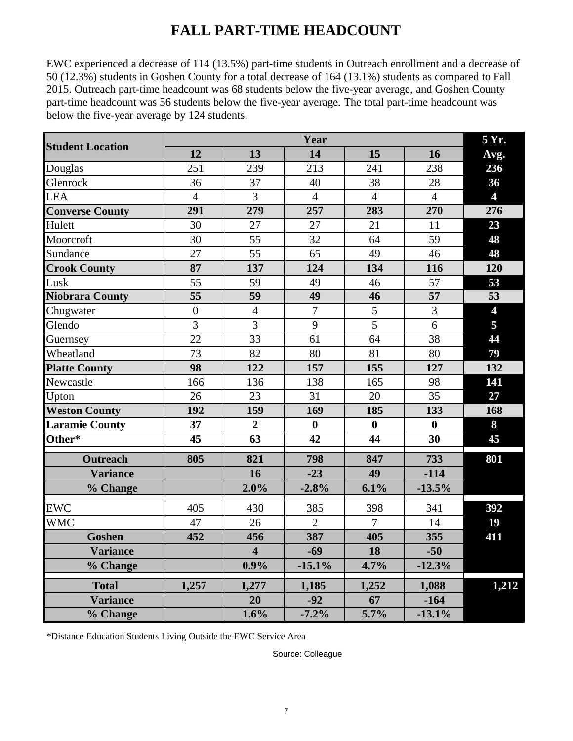# FALL PART-TIME HEADCOUNT

EWC experienced a decrease of 114 (13.5%) part-time students in Outreach enrollment and a decrease of 50 (12.3%) students in Goshen County for a total decrease of 164 (13.1%) students as compared to Fall 2015. Outreach part-time headcount was 68 students below the five-year average, and Goshen County part-time headcount was 56 students below the five-year average. The total part-time headcount was below the five-year average by 124 students.

| Student Location | Year | | | | | 5 Yr. |
|---|---|---|---|---|---|---|
| | 12 | 13 | 14 | 15 | 16 | Avg. |
| Douglas | 251 | 239 | 213 | 241 | 238 | **236** |
| Glenrock | 36 | 37 | 40 | 38 | 28 | **36** |
| LEA | 4 | 3 | 4 | 4 | 4 | **4** |
| **Converse County** | **291** | **279** | **257** | **283** | **270** | **276** |
| Hulett | 30 | 27 | 27 | 21 | 11 | **23** |
| Moorcroft | 30 | 55 | 32 | 64 | 59 | **48** |
| Sundance | 27 | 55 | 65 | 49 | 46 | **48** |
| **Crook County** | **87** | **137** | **124** | **134** | **116** | **120** |
| Lusk | 55 | 59 | 49 | 46 | 57 | **53** |
| **Niobrara County** | **55** | **59** | **49** | **46** | **57** | **53** |
| Chugwater | 0 | 4 | 7 | 5 | 3 | **4** |
| Glendo | 3 | 3 | 9 | 5 | 6 | **5** |
| Guernsey | 22 | 33 | 61 | 64 | 38 | **44** |
| Wheatland | 73 | 82 | 80 | 81 | 80 | **79** |
| **Platte County** | **98** | **122** | **157** | **155** | **127** | **132** |
| Newcastle | 166 | 136 | 138 | 165 | 98 | **141** |
| Upton | 26 | 23 | 31 | 20 | 35 | **27** |
| **Weston County** | **192** | **159** | **169** | **185** | **133** | **168** |
| **Laramie County** | **37** | **2** | **0** | **0** | **0** | **8** |
| **Other*** | **45** | **63** | **42** | **44** | **30** | **45** |
| **Outreach** | **805** | **821** | **798** | **847** | **733** | **801** |
| **Variance** | | **16** | **-23** | **49** | **-114** | |
| **% Change** | | **2.0%** | **-2.8%** | **6.1%** | **-13.5%** | |
| EWC | 405 | 430 | 385 | 398 | 341 | **392** |
| WMC | 47 | 26 | 2 | 7 | 14 | **19** |
| **Goshen** | **452** | **456** | **387** | **405** | **355** | **411** |
| **Variance** | | **4** | **-69** | **18** | **-50** | |
| **% Change** | | **0.9%** | **-15.1%** | **4.7%** | **-12.3%** | |
| **Total** | **1,257** | **1,277** | **1,185** | **1,252** | **1,088** | **1,212** |
| **Variance** | | **20** | **-92** | **67** | **-164** | |
| **% Change** | | **1.6%** | **-7.2%** | **5.7%** | **-13.1%** | |

*Distance Education Students Living Outside the EWC Service Area

Source: Colleague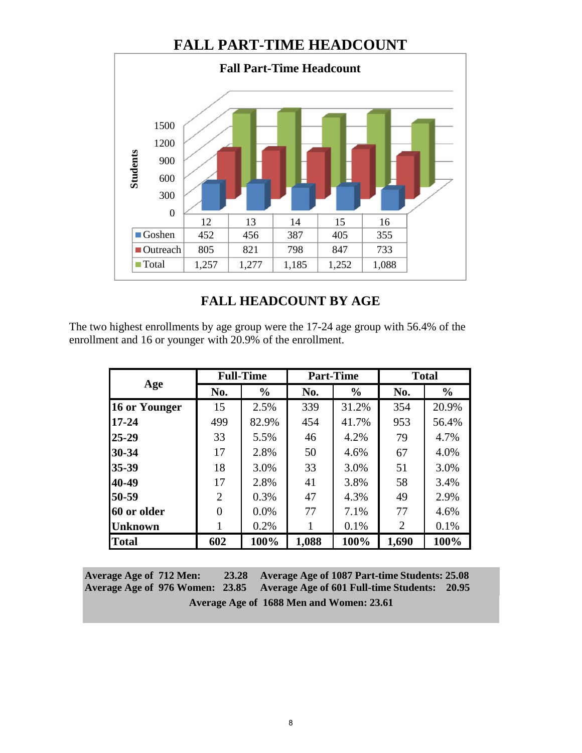# FALL PART-TIME HEADCOUNT

**Fall Part-Time Headcount**

| | 12 | 13 | 14 | 15 | 16 |
|---|---|---|---|---|---|
| Goshen | 452 | 456 | 387 | 405 | 355 |
| Outreach | 805 | 821 | 798 | 847 | 733 |
| Total | 1,257 | 1,277 | 1,185 | 1,252 | 1,088 |

# FALL HEADCOUNT BY AGE

The two highest enrollments by age group were the 17-24 age group with 56.4% of the enrollment and 16 or younger with 20.9% of the enrollment.

| Age | Full-Time | | Part-Time | | Total | |
|---|---|---|---|---|---|---|
| | No. | % | No. | % | No. | % |
| **16 or Younger** | 15 | 2.5% | 339 | 31.2% | 354 | 20.9% |
| **17-24** | 499 | 82.9% | 454 | 41.7% | 953 | 56.4% |
| **25-29** | 33 | 5.5% | 46 | 4.2% | 79 | 4.7% |
| **30-34** | 17 | 2.8% | 50 | 4.6% | 67 | 4.0% |
| **35-39** | 18 | 3.0% | 33 | 3.0% | 51 | 3.0% |
| **40-49** | 17 | 2.8% | 41 | 3.8% | 58 | 3.4% |
| **50-59** | 2 | 0.3% | 47 | 4.3% | 49 | 2.9% |
| **60 or older** | 0 | 0.0% | 77 | 7.1% | 77 | 4.6% |
| **Unknown** | 1 | 0.2% | 1 | 0.1% | 2 | 0.1% |
| **Total** | **602** | **100%** | **1,088** | **100%** | **1,690** | **100%** |

**Average Age of 712 Men: 23.28** &nbsp;&nbsp; **Average Age of 1087 Part-time Students: 25.08**
**Average Age of 976 Women: 23.85** &nbsp;&nbsp; **Average Age of 601 Full-time Students: 20.95**
**Average Age of 1688 Men and Women: 23.61**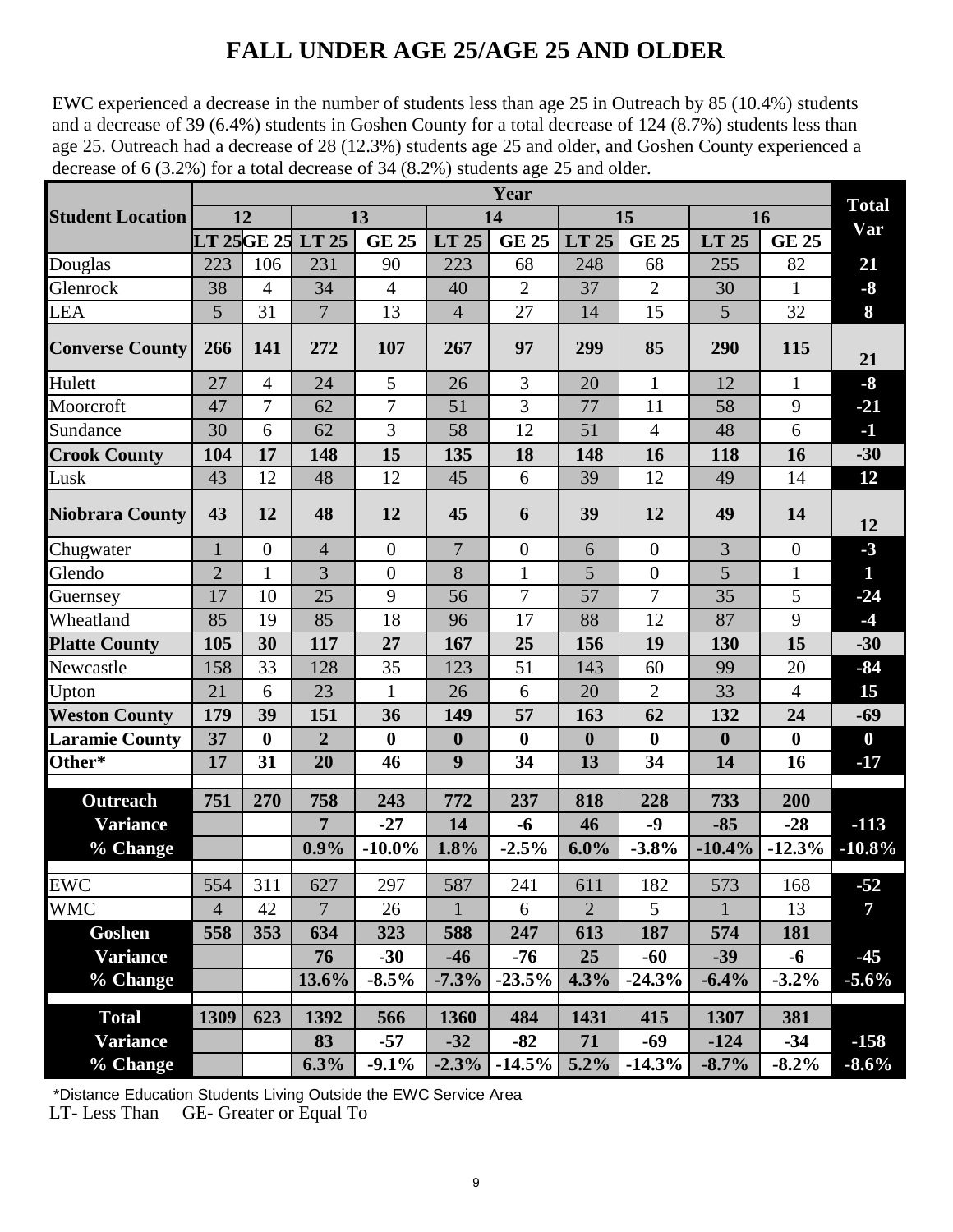# FALL UNDER AGE 25/AGE 25 AND OLDER

EWC experienced a decrease in the number of students less than age 25 in Outreach by 85 (10.4%) students and a decrease of 39 (6.4%) students in Goshen County for a total decrease of 124 (8.7%) students less than age 25. Outreach had a decrease of 28 (12.3%) students age 25 and older, and Goshen County experienced a decrease of 6 (3.2%) for a total decrease of 34 (8.2%) students age 25 and older.

| Student Location | Year | | | | | | | | | | Total Var |
|---|---|---|---|---|---|---|---|---|---|---|---|
| | 12 | | 13 | | 14 | | 15 | | 16 | | |
| | LT 25 | GE 25 | LT 25 | GE 25 | LT 25 | GE 25 | LT 25 | GE 25 | LT 25 | GE 25 | |
| Douglas | 223 | 106 | 231 | 90 | 223 | 68 | 248 | 68 | 255 | 82 | 21 |
| Glenrock | 38 | 4 | 34 | 4 | 40 | 2 | 37 | 2 | 30 | 1 | -8 |
| LEA | 5 | 31 | 7 | 13 | 4 | 27 | 14 | 15 | 5 | 32 | 8 |
| **Converse County** | **266** | **141** | **272** | **107** | **267** | **97** | **299** | **85** | **290** | **115** | **21** |
| Hulett | 27 | 4 | 24 | 5 | 26 | 3 | 20 | 1 | 12 | 1 | -8 |
| Moorcroft | 47 | 7 | 62 | 7 | 51 | 3 | 77 | 11 | 58 | 9 | -21 |
| Sundance | 30 | 6 | 62 | 3 | 58 | 12 | 51 | 4 | 48 | 6 | -1 |
| **Crook County** | **104** | **17** | **148** | **15** | **135** | **18** | **148** | **16** | **118** | **16** | **-30** |
| Lusk | 43 | 12 | 48 | 12 | 45 | 6 | 39 | 12 | 49 | 14 | 12 |
| **Niobrara County** | **43** | **12** | **48** | **12** | **45** | **6** | **39** | **12** | **49** | **14** | **12** |
| Chugwater | 1 | 0 | 4 | 0 | 7 | 0 | 6 | 0 | 3 | 0 | -3 |
| Glendo | 2 | 1 | 3 | 0 | 8 | 1 | 5 | 0 | 5 | 1 | 1 |
| Guernsey | 17 | 10 | 25 | 9 | 56 | 7 | 57 | 7 | 35 | 5 | -24 |
| Wheatland | 85 | 19 | 85 | 18 | 96 | 17 | 88 | 12 | 87 | 9 | -4 |
| **Platte County** | **105** | **30** | **117** | **27** | **167** | **25** | **156** | **19** | **130** | **15** | **-30** |
| Newcastle | 158 | 33 | 128 | 35 | 123 | 51 | 143 | 60 | 99 | 20 | -84 |
| Upton | 21 | 6 | 23 | 1 | 26 | 6 | 20 | 2 | 33 | 4 | 15 |
| **Weston County** | **179** | **39** | **151** | **36** | **149** | **57** | **163** | **62** | **132** | **24** | **-69** |
| **Laramie County** | **37** | **0** | **2** | **0** | **0** | **0** | **0** | **0** | **0** | **0** | **0** |
| **Other*** | **17** | **31** | **20** | **46** | **9** | **34** | **13** | **34** | **14** | **16** | **-17** |
| | | | | | | | | | | | |
| **Outreach** | **751** | **270** | **758** | **243** | **772** | **237** | **818** | **228** | **733** | **200** | |
| **Variance** | | | **7** | **-27** | **14** | **-6** | **46** | **-9** | **-85** | **-28** | **-113** |
| **% Change** | | | **0.9%** | **-10.0%** | **1.8%** | **-2.5%** | **6.0%** | **-3.8%** | **-10.4%** | **-12.3%** | **-10.8%** |
| | | | | | | | | | | | |
| EWC | 554 | 311 | 627 | 297 | 587 | 241 | 611 | 182 | 573 | 168 | -52 |
| WMC | 4 | 42 | 7 | 26 | 1 | 6 | 2 | 5 | 1 | 13 | 7 |
| **Goshen** | **558** | **353** | **634** | **323** | **588** | **247** | **613** | **187** | **574** | **181** | |
| **Variance** | | | **76** | **-30** | **-46** | **-76** | **25** | **-60** | **-39** | **-6** | **-45** |
| **% Change** | | | **13.6%** | **-8.5%** | **-7.3%** | **-23.5%** | **4.3%** | **-24.3%** | **-6.4%** | **-3.2%** | **-5.6%** |
| | | | | | | | | | | | |
| **Total** | **1309** | **623** | **1392** | **566** | **1360** | **484** | **1431** | **415** | **1307** | **381** | |
| **Variance** | | | **83** | **-57** | **-32** | **-82** | **71** | **-69** | **-124** | **-34** | **-158** |
| **% Change** | | | **6.3%** | **-9.1%** | **-2.3%** | **-14.5%** | **5.2%** | **-14.3%** | **-8.7%** | **-8.2%** | **-8.6%** |

*Distance Education Students Living Outside the EWC Service Area

LT- Less Than GE- Greater or Equal To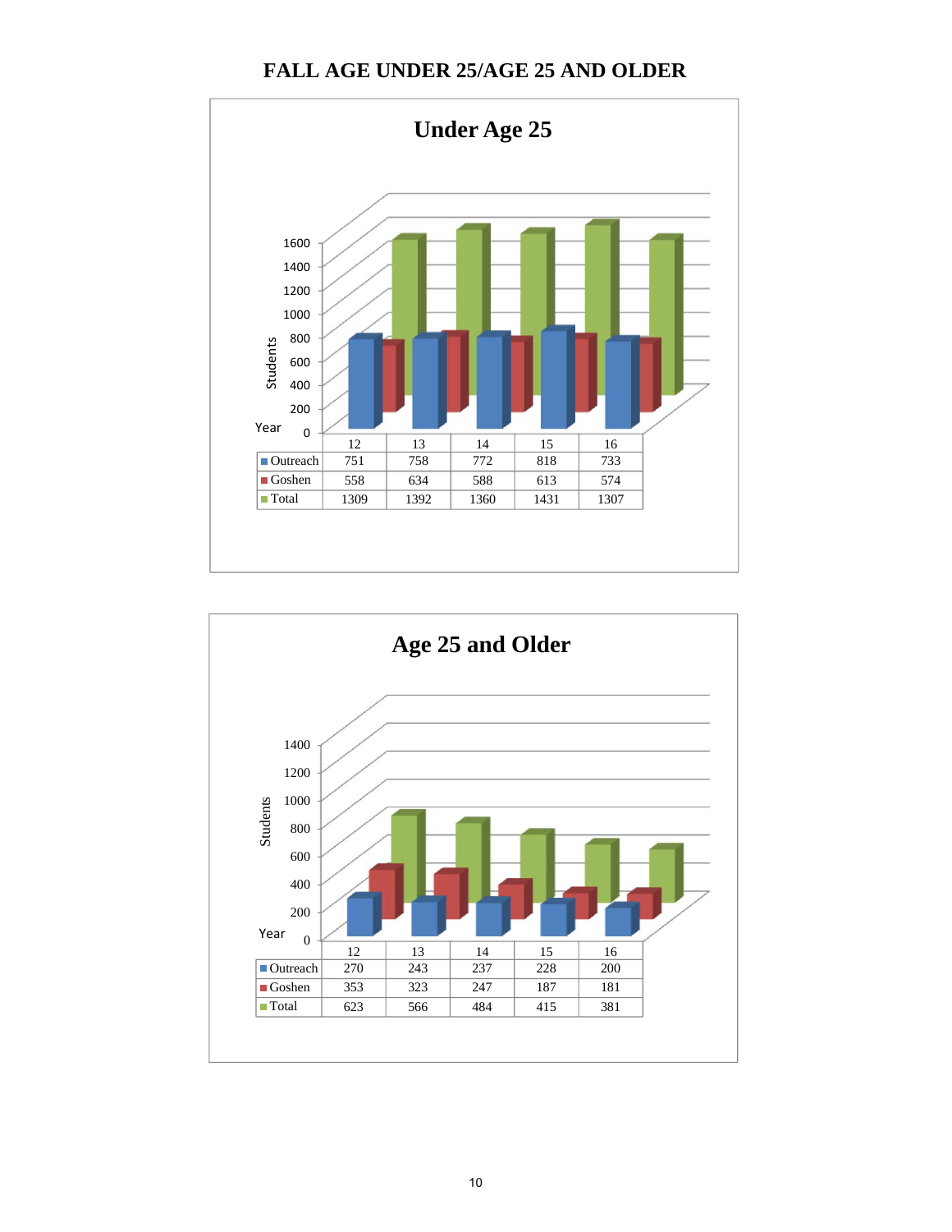# FALL AGE UNDER 25/AGE 25 AND OLDER

## Under Age 25

| Year | 12 | 13 | 14 | 15 | 16 |
|---|---|---|---|---|---|
| Outreach | 751 | 758 | 772 | 818 | 733 |
| Goshen | 558 | 634 | 588 | 613 | 574 |
| Total | 1309 | 1392 | 1360 | 1431 | 1307 |

## Age 25 and Older

| Year | 12 | 13 | 14 | 15 | 16 |
|---|---|---|---|---|---|
| Outreach | 270 | 243 | 237 | 228 | 200 |
| Goshen | 353 | 323 | 247 | 187 | 181 |
| Total | 623 | 566 | 484 | 415 | 381 |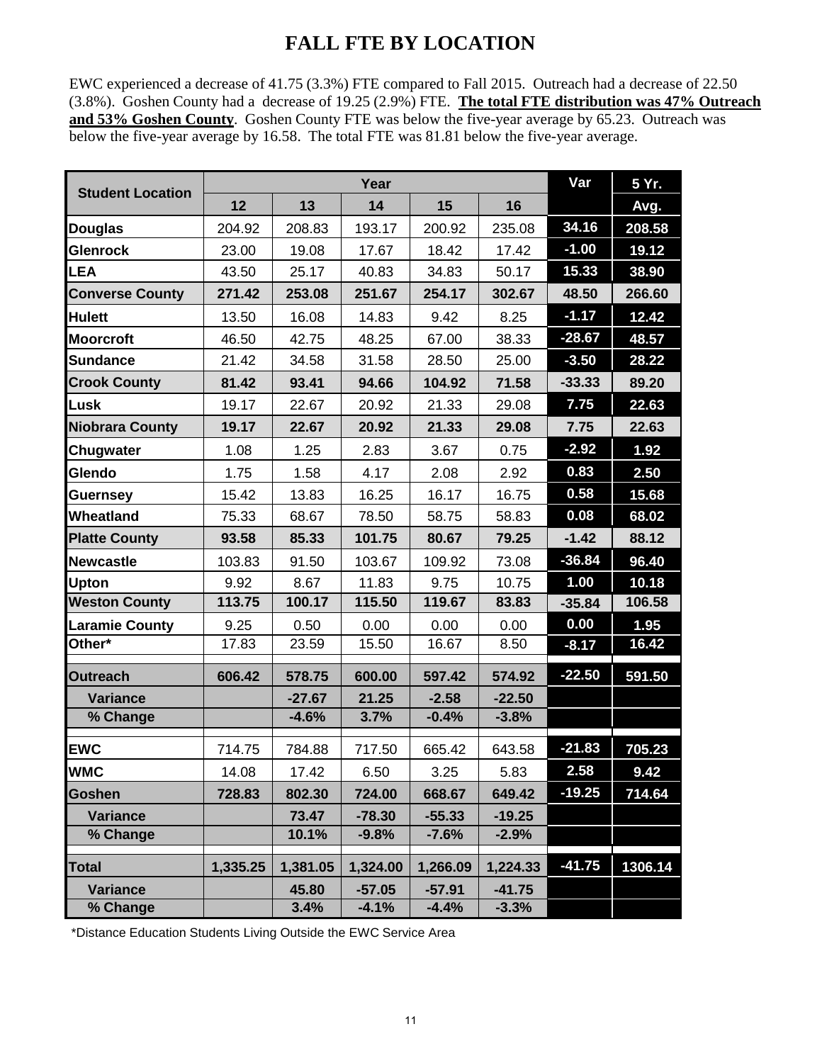# FALL FTE BY LOCATION

EWC experienced a decrease of 41.75 (3.3%) FTE compared to Fall 2015. Outreach had a decrease of 22.50 (3.8%). Goshen County had a decrease of 19.25 (2.9%) FTE. **The total FTE distribution was 47% Outreach and 53% Goshen County**. Goshen County FTE was below the five-year average by 65.23. Outreach was below the five-year average by 16.58. The total FTE was 81.81 below the five-year average.

| Student Location | Year | | | | | Var | 5 Yr. |
|---|---|---|---|---|---|---|---|
| | 12 | 13 | 14 | 15 | 16 | | Avg. |
| Douglas | 204.92 | 208.83 | 193.17 | 200.92 | 235.08 | 34.16 | 208.58 |
| Glenrock | 23.00 | 19.08 | 17.67 | 18.42 | 17.42 | -1.00 | 19.12 |
| LEA | 43.50 | 25.17 | 40.83 | 34.83 | 50.17 | 15.33 | 38.90 |
| **Converse County** | **271.42** | **253.08** | **251.67** | **254.17** | **302.67** | **48.50** | **266.60** |
| Hulett | 13.50 | 16.08 | 14.83 | 9.42 | 8.25 | -1.17 | 12.42 |
| Moorcroft | 46.50 | 42.75 | 48.25 | 67.00 | 38.33 | -28.67 | 48.57 |
| Sundance | 21.42 | 34.58 | 31.58 | 28.50 | 25.00 | -3.50 | 28.22 |
| **Crook County** | **81.42** | **93.41** | **94.66** | **104.92** | **71.58** | **-33.33** | **89.20** |
| Lusk | 19.17 | 22.67 | 20.92 | 21.33 | 29.08 | 7.75 | 22.63 |
| **Niobrara County** | **19.17** | **22.67** | **20.92** | **21.33** | **29.08** | **7.75** | **22.63** |
| Chugwater | 1.08 | 1.25 | 2.83 | 3.67 | 0.75 | -2.92 | 1.92 |
| Glendo | 1.75 | 1.58 | 4.17 | 2.08 | 2.92 | 0.83 | 2.50 |
| Guernsey | 15.42 | 13.83 | 16.25 | 16.17 | 16.75 | 0.58 | 15.68 |
| Wheatland | 75.33 | 68.67 | 78.50 | 58.75 | 58.83 | 0.08 | 68.02 |
| **Platte County** | **93.58** | **85.33** | **101.75** | **80.67** | **79.25** | **-1.42** | **88.12** |
| Newcastle | 103.83 | 91.50 | 103.67 | 109.92 | 73.08 | -36.84 | 96.40 |
| Upton | 9.92 | 8.67 | 11.83 | 9.75 | 10.75 | 1.00 | 10.18 |
| **Weston County** | **113.75** | **100.17** | **115.50** | **119.67** | **83.83** | **-35.84** | **106.58** |
| Laramie County | 9.25 | 0.50 | 0.00 | 0.00 | 0.00 | 0.00 | 1.95 |
| Other* | 17.83 | 23.59 | 15.50 | 16.67 | 8.50 | -8.17 | 16.42 |
| **Outreach** | **606.42** | **578.75** | **600.00** | **597.42** | **574.92** | **-22.50** | **591.50** |
| **Variance** | | **-27.67** | **21.25** | **-2.58** | **-22.50** | | |
| **% Change** | | **-4.6%** | **3.7%** | **-0.4%** | **-3.8%** | | |
| EWC | 714.75 | 784.88 | 717.50 | 665.42 | 643.58 | -21.83 | 705.23 |
| WMC | 14.08 | 17.42 | 6.50 | 3.25 | 5.83 | 2.58 | 9.42 |
| **Goshen** | **728.83** | **802.30** | **724.00** | **668.67** | **649.42** | **-19.25** | **714.64** |
| **Variance** | | **73.47** | **-78.30** | **-55.33** | **-19.25** | | |
| **% Change** | | **10.1%** | **-9.8%** | **-7.6%** | **-2.9%** | | |
| **Total** | **1,335.25** | **1,381.05** | **1,324.00** | **1,266.09** | **1,224.33** | **-41.75** | **1306.14** |
| **Variance** | | **45.80** | **-57.05** | **-57.91** | **-41.75** | | |
| **% Change** | | **3.4%** | **-4.1%** | **-4.4%** | **-3.3%** | | |

*Distance Education Students Living Outside the EWC Service Area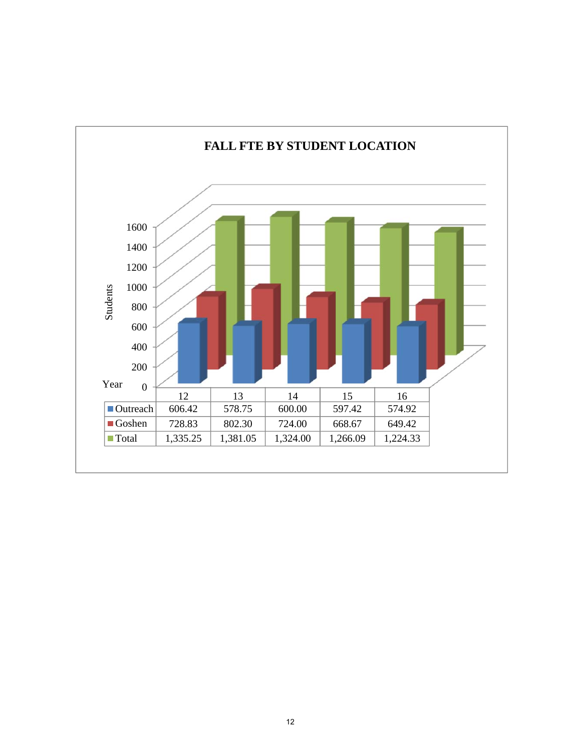## FALL FTE BY STUDENT LOCATION

| Year | 12 | 13 | 14 | 15 | 16 |
|---|---|---|---|---|---|
| Outreach | 606.42 | 578.75 | 600.00 | 597.42 | 574.92 |
| Goshen | 728.83 | 802.30 | 724.00 | 668.67 | 649.42 |
| Total | 1,335.25 | 1,381.05 | 1,324.00 | 1,266.09 | 1,224.33 |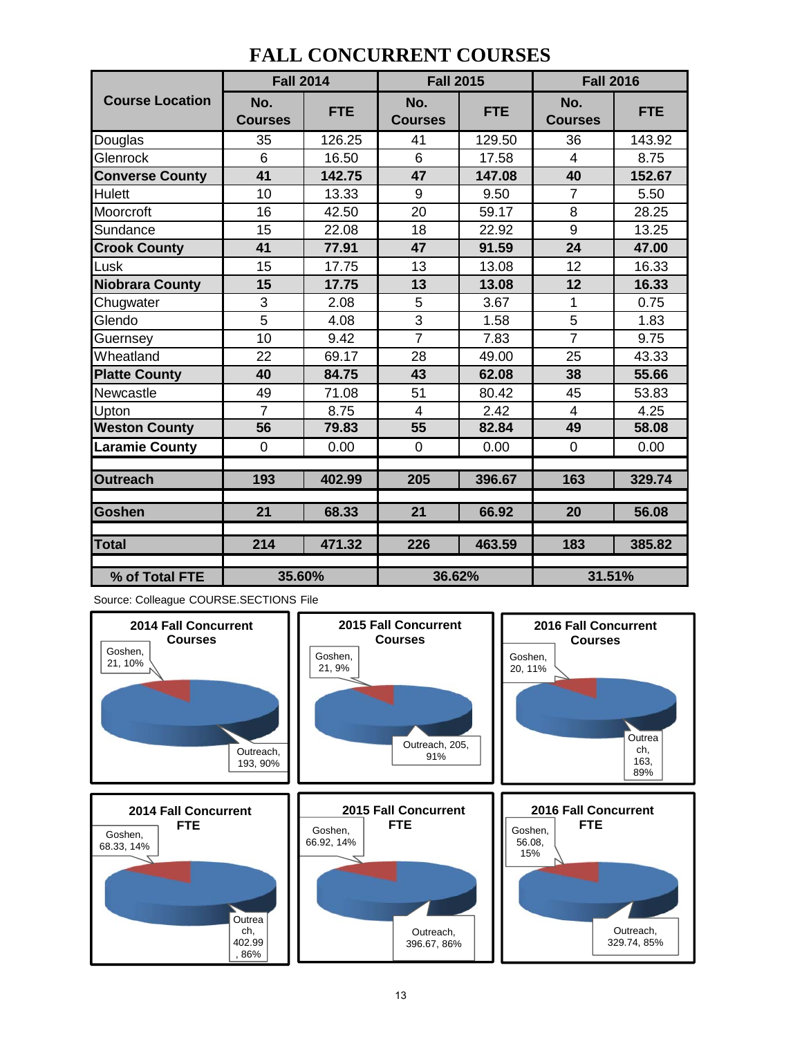# FALL CONCURRENT COURSES

| Course Location | Fall 2014 | | Fall 2015 | | Fall 2016 | |
|---|---|---|---|---|---|---|
| | No. Courses | FTE | No. Courses | FTE | No. Courses | FTE |
| Douglas | 35 | 126.25 | 41 | 129.50 | 36 | 143.92 |
| Glenrock | 6 | 16.50 | 6 | 17.58 | 4 | 8.75 |
| **Converse County** | **41** | **142.75** | **47** | **147.08** | **40** | **152.67** |
| Hulett | 10 | 13.33 | 9 | 9.50 | 7 | 5.50 |
| Moorcroft | 16 | 42.50 | 20 | 59.17 | 8 | 28.25 |
| Sundance | 15 | 22.08 | 18 | 22.92 | 9 | 13.25 |
| **Crook County** | **41** | **77.91** | **47** | **91.59** | **24** | **47.00** |
| Lusk | 15 | 17.75 | 13 | 13.08 | 12 | 16.33 |
| **Niobrara County** | **15** | **17.75** | **13** | **13.08** | **12** | **16.33** |
| Chugwater | 3 | 2.08 | 5 | 3.67 | 1 | 0.75 |
| Glendo | 5 | 4.08 | 3 | 1.58 | 5 | 1.83 |
| Guernsey | 10 | 9.42 | 7 | 7.83 | 7 | 9.75 |
| Wheatland | 22 | 69.17 | 28 | 49.00 | 25 | 43.33 |
| **Platte County** | **40** | **84.75** | **43** | **62.08** | **38** | **55.66** |
| Newcastle | 49 | 71.08 | 51 | 80.42 | 45 | 53.83 |
| Upton | 7 | 8.75 | 4 | 2.42 | 4 | 4.25 |
| **Weston County** | **56** | **79.83** | **55** | **82.84** | **49** | **58.08** |
| **Laramie County** | 0 | 0.00 | 0 | 0.00 | 0 | 0.00 |
| **Outreach** | **193** | **402.99** | **205** | **396.67** | **163** | **329.74** |
| **Goshen** | **21** | **68.33** | **21** | **66.92** | **20** | **56.08** |
| **Total** | **214** | **471.32** | **226** | **463.59** | **183** | **385.82** |
| **% of Total FTE** | **35.60%** | | **36.62%** | | **31.51%** | |

Source: Colleague COURSE.SECTIONS File

**2014 Fall Concurrent Courses**: Goshen, 21, 10%; Outreach, 193, 90%

**2015 Fall Concurrent Courses**: Goshen, 21, 9%; Outreach, 205, 91%

**2016 Fall Concurrent Courses**: Goshen, 20, 11%; Outreach, 163, 89%

**2014 Fall Concurrent FTE**: Goshen, 68.33, 14%; Outreach, 402.99, 86%

**2015 Fall Concurrent FTE**: Goshen, 66.92, 14%; Outreach, 396.67, 86%

**2016 Fall Concurrent FTE**: Goshen, 56.08, 15%; Outreach, 329.74, 85%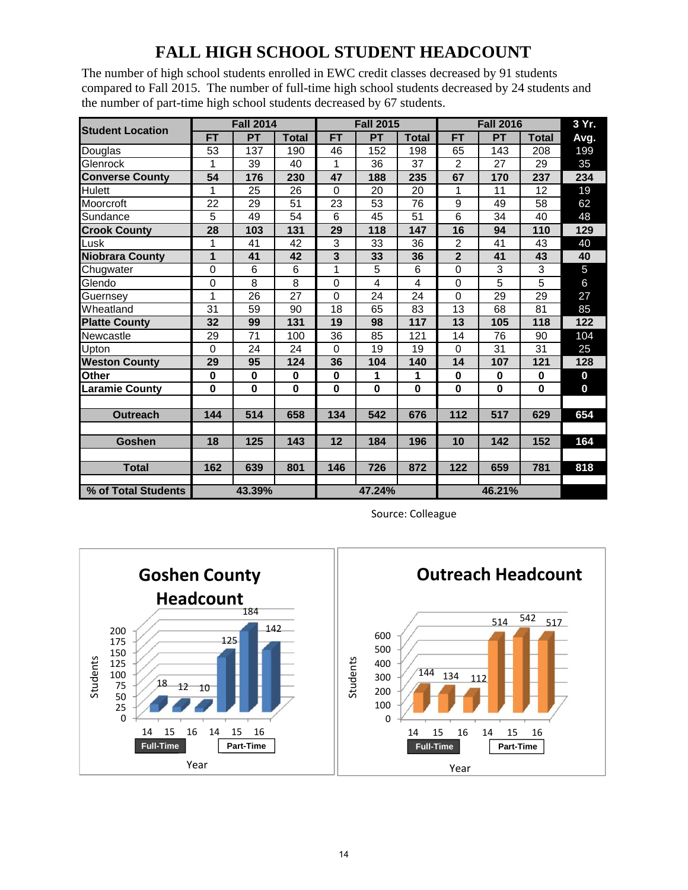# FALL HIGH SCHOOL STUDENT HEADCOUNT

The number of high school students enrolled in EWC credit classes decreased by 91 students compared to Fall 2015. The number of full-time high school students decreased by 24 students and the number of part-time high school students decreased by 67 students.

| Student Location | Fall 2014 | | | Fall 2015 | | | Fall 2016 | | | 3 Yr. |
|---|---|---|---|---|---|---|---|---|---|---|
| | FT | PT | Total | FT | PT | Total | FT | PT | Total | Avg. |
| Douglas | 53 | 137 | 190 | 46 | 152 | 198 | 65 | 143 | 208 | 199 |
| Glenrock | 1 | 39 | 40 | 1 | 36 | 37 | 2 | 27 | 29 | 35 |
| **Converse County** | **54** | **176** | **230** | **47** | **188** | **235** | **67** | **170** | **237** | **234** |
| Hulett | 1 | 25 | 26 | 0 | 20 | 20 | 1 | 11 | 12 | 19 |
| Moorcroft | 22 | 29 | 51 | 23 | 53 | 76 | 9 | 49 | 58 | 62 |
| Sundance | 5 | 49 | 54 | 6 | 45 | 51 | 6 | 34 | 40 | 48 |
| **Crook County** | **28** | **103** | **131** | **29** | **118** | **147** | **16** | **94** | **110** | **129** |
| Lusk | 1 | 41 | 42 | 3 | 33 | 36 | 2 | 41 | 43 | 40 |
| **Niobrara County** | **1** | **41** | **42** | **3** | **33** | **36** | **2** | **41** | **43** | **40** |
| Chugwater | 0 | 6 | 6 | 1 | 5 | 6 | 0 | 3 | 3 | 5 |
| Glendo | 0 | 8 | 8 | 0 | 4 | 4 | 0 | 5 | 5 | 6 |
| Guernsey | 1 | 26 | 27 | 0 | 24 | 24 | 0 | 29 | 29 | 27 |
| Wheatland | 31 | 59 | 90 | 18 | 65 | 83 | 13 | 68 | 81 | 85 |
| **Platte County** | **32** | **99** | **131** | **19** | **98** | **117** | **13** | **105** | **118** | **122** |
| Newcastle | 29 | 71 | 100 | 36 | 85 | 121 | 14 | 76 | 90 | 104 |
| Upton | 0 | 24 | 24 | 0 | 19 | 19 | 0 | 31 | 31 | 25 |
| **Weston County** | **29** | **95** | **124** | **36** | **104** | **140** | **14** | **107** | **121** | **128** |
| **Other** | **0** | **0** | **0** | **0** | **1** | **1** | **0** | **0** | **0** | **0** |
| **Laramie County** | **0** | **0** | **0** | **0** | **0** | **0** | **0** | **0** | **0** | **0** |
| **Outreach** | **144** | **514** | **658** | **134** | **542** | **676** | **112** | **517** | **629** | **654** |
| **Goshen** | **18** | **125** | **143** | **12** | **184** | **196** | **10** | **142** | **152** | **164** |
| **Total** | **162** | **639** | **801** | **146** | **726** | **872** | **122** | **659** | **781** | **818** |
| **% of Total Students** | **43.39%** | | | **47.24%** | | | **46.21%** | | | |

Source: Colleague

**Goshen County Headcount**

| Year | Full-Time | Part-Time |
|---|---|---|
| 14 | 18 | 125 |
| 15 | 12 | 184 |
| 16 | 10 | 142 |

**Outreach Headcount**

| Year | Full-Time | Part-Time |
|---|---|---|
| 14 | 144 | 514 |
| 15 | 134 | 542 |
| 16 | 112 | 517 |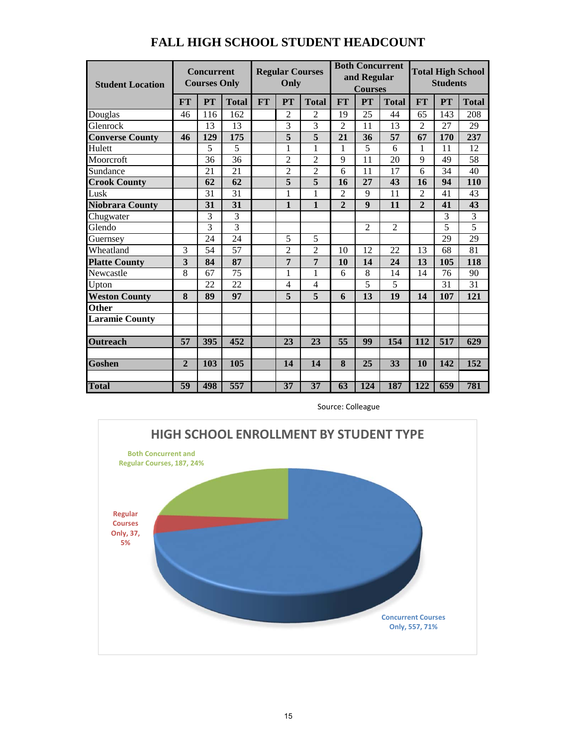# FALL HIGH SCHOOL STUDENT HEADCOUNT

| Student Location | Concurrent Courses Only | | | Regular Courses Only | | | Both Concurrent and Regular Courses | | | Total High School Students | | |
|---|---|---|---|---|---|---|---|---|---|---|---|---|
| | FT | PT | Total | FT | PT | Total | FT | PT | Total | FT | PT | Total |
| Douglas | 46 | 116 | 162 | | 2 | 2 | 19 | 25 | 44 | 65 | 143 | 208 |
| Glenrock | | 13 | 13 | | 3 | 3 | 2 | 11 | 13 | 2 | 27 | 29 |
| **Converse County** | **46** | **129** | **175** | | **5** | **5** | **21** | **36** | **57** | **67** | **170** | **237** |
| Hulett | | 5 | 5 | | 1 | 1 | 1 | 5 | 6 | 1 | 11 | 12 |
| Moorcroft | | 36 | 36 | | 2 | 2 | 9 | 11 | 20 | 9 | 49 | 58 |
| Sundance | | 21 | 21 | | 2 | 2 | 6 | 11 | 17 | 6 | 34 | 40 |
| **Crook County** | | **62** | **62** | | **5** | **5** | **16** | **27** | **43** | **16** | **94** | **110** |
| Lusk | | 31 | 31 | | 1 | 1 | 2 | 9 | 11 | 2 | 41 | 43 |
| **Niobrara County** | | **31** | **31** | | **1** | **1** | **2** | **9** | **11** | **2** | **41** | **43** |
| Chugwater | | 3 | 3 | | | | | | | | 3 | 3 |
| Glendo | | 3 | 3 | | | | | 2 | 2 | | 5 | 5 |
| Guernsey | | 24 | 24 | | 5 | 5 | | | | | 29 | 29 |
| Wheatland | 3 | 54 | 57 | | 2 | 2 | 10 | 12 | 22 | 13 | 68 | 81 |
| **Platte County** | **3** | **84** | **87** | | **7** | **7** | **10** | **14** | **24** | **13** | **105** | **118** |
| Newcastle | 8 | 67 | 75 | | 1 | 1 | 6 | 8 | 14 | 14 | 76 | 90 |
| Upton | | 22 | 22 | | 4 | 4 | | 5 | 5 | | 31 | 31 |
| **Weston County** | **8** | **89** | **97** | | **5** | **5** | **6** | **13** | **19** | **14** | **107** | **121** |
| **Other** | | | | | | | | | | | | |
| **Laramie County** | | | | | | | | | | | | |
| | | | | | | | | | | | | |
| **Outreach** | **57** | **395** | **452** | | **23** | **23** | **55** | **99** | **154** | **112** | **517** | **629** |
| | | | | | | | | | | | | |
| **Goshen** | **2** | **103** | **105** | | **14** | **14** | **8** | **25** | **33** | **10** | **142** | **152** |
| | | | | | | | | | | | | |
| **Total** | **59** | **498** | **557** | | **37** | **37** | **63** | **124** | **187** | **122** | **659** | **781** |

Source: Colleague

## HIGH SCHOOL ENROLLMENT BY STUDENT TYPE

- Both Concurrent and Regular Courses, 187, 24%
- Regular Courses Only, 37, 5%
- Concurrent Courses Only, 557, 71%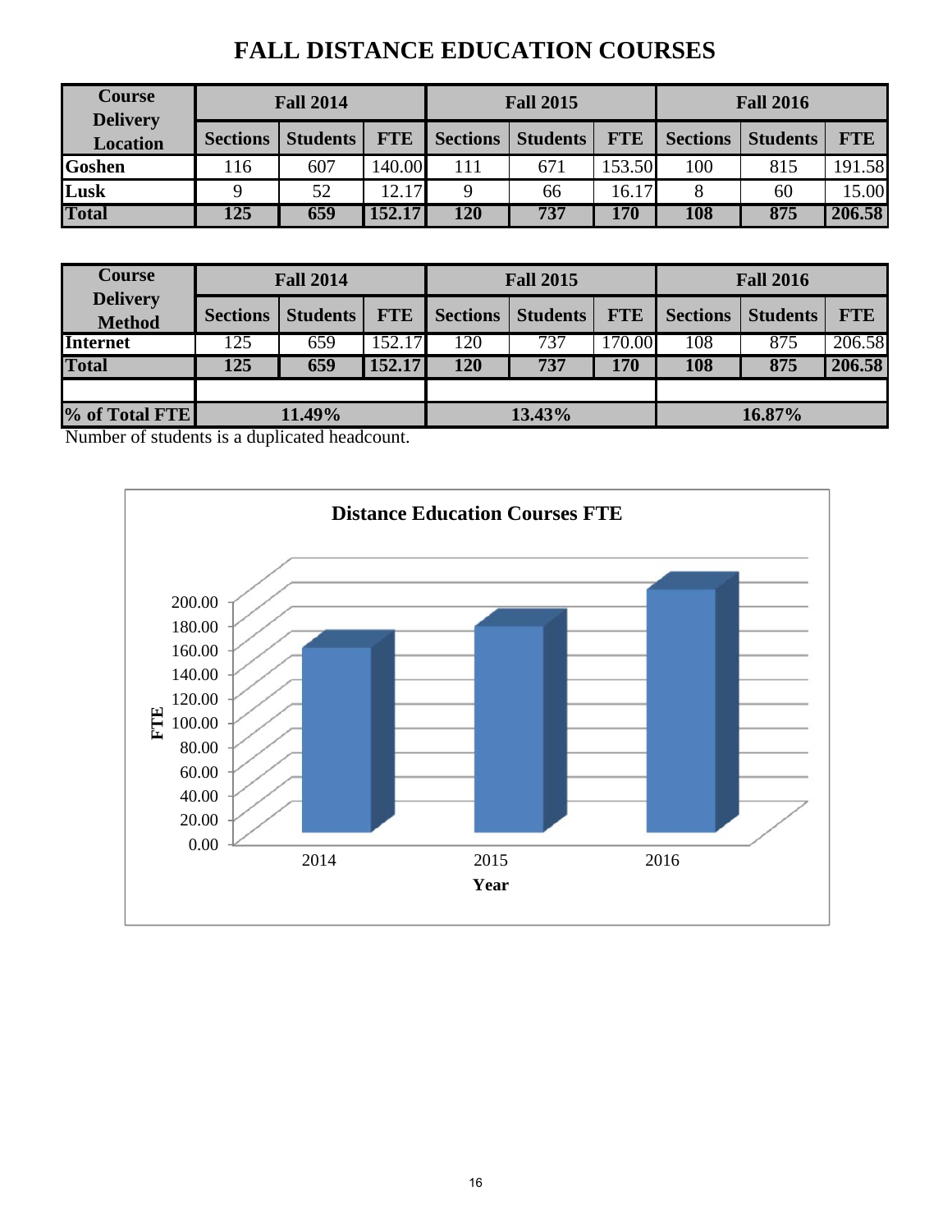# FALL DISTANCE EDUCATION COURSES

| Course Delivery Location | Fall 2014 | | | Fall 2015 | | | Fall 2016 | | |
|---|---|---|---|---|---|---|---|---|---|
| | Sections | Students | FTE | Sections | Students | FTE | Sections | Students | FTE |
| Goshen | 116 | 607 | 140.00 | 111 | 671 | 153.50 | 100 | 815 | 191.58 |
| Lusk | 9 | 52 | 12.17 | 9 | 66 | 16.17 | 8 | 60 | 15.00 |
| **Total** | **125** | **659** | **152.17** | **120** | **737** | **170** | **108** | **875** | **206.58** |

| Course Delivery Method | Fall 2014 | | | Fall 2015 | | | Fall 2016 | | |
|---|---|---|---|---|---|---|---|---|---|
| | Sections | Students | FTE | Sections | Students | FTE | Sections | Students | FTE |
| Internet | 125 | 659 | 152.17 | 120 | 737 | 170.00 | 108 | 875 | 206.58 |
| **Total** | **125** | **659** | **152.17** | **120** | **737** | **170** | **108** | **875** | **206.58** |
| | | | | | | | | | |
| **% of Total FTE** | **11.49%** | | | **13.43%** | | | **16.87%** | | |

Number of students is a duplicated headcount.

**Distance Education Courses FTE**

| Year | FTE |
|---|---|
| 2014 | 152.17 |
| 2015 | 170.00 |
| 2016 | 206.58 |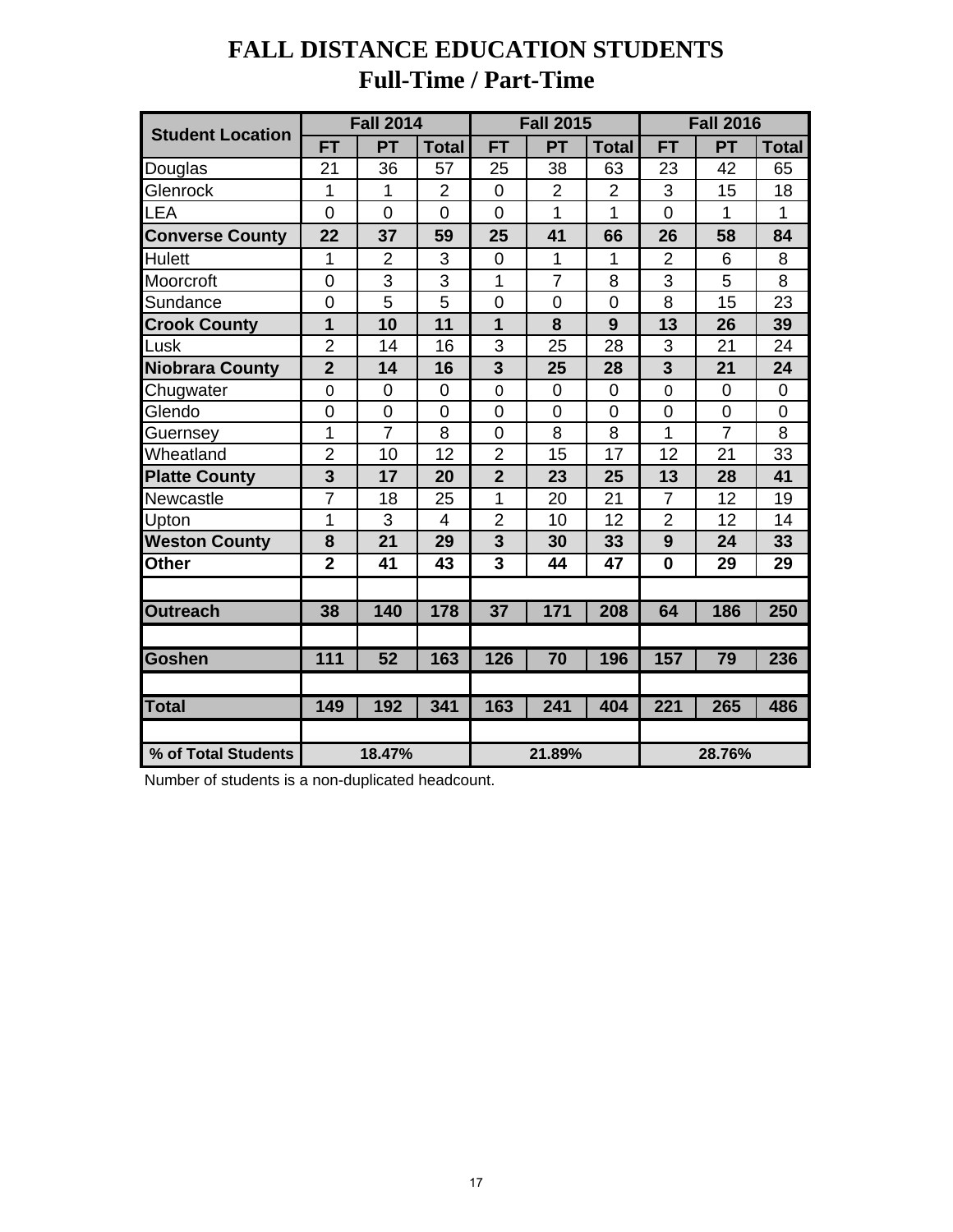# FALL DISTANCE EDUCATION STUDENTS
## Full-Time / Part-Time

| Student Location | Fall 2014 | | | Fall 2015 | | | Fall 2016 | | |
|---|---|---|---|---|---|---|---|---|---|
| | FT | PT | Total | FT | PT | Total | FT | PT | Total |
| Douglas | 21 | 36 | 57 | 25 | 38 | 63 | 23 | 42 | 65 |
| Glenrock | 1 | 1 | 2 | 0 | 2 | 2 | 3 | 15 | 18 |
| LEA | 0 | 0 | 0 | 0 | 1 | 1 | 0 | 1 | 1 |
| **Converse County** | **22** | **37** | **59** | **25** | **41** | **66** | **26** | **58** | **84** |
| Hulett | 1 | 2 | 3 | 0 | 1 | 1 | 2 | 6 | 8 |
| Moorcroft | 0 | 3 | 3 | 1 | 7 | 8 | 3 | 5 | 8 |
| Sundance | 0 | 5 | 5 | 0 | 0 | 0 | 8 | 15 | 23 |
| **Crook County** | **1** | **10** | **11** | **1** | **8** | **9** | **13** | **26** | **39** |
| Lusk | 2 | 14 | 16 | 3 | 25 | 28 | 3 | 21 | 24 |
| **Niobrara County** | **2** | **14** | **16** | **3** | **25** | **28** | **3** | **21** | **24** |
| Chugwater | 0 | 0 | 0 | 0 | 0 | 0 | 0 | 0 | 0 |
| Glendo | 0 | 0 | 0 | 0 | 0 | 0 | 0 | 0 | 0 |
| Guernsey | 1 | 7 | 8 | 0 | 8 | 8 | 1 | 7 | 8 |
| Wheatland | 2 | 10 | 12 | 2 | 15 | 17 | 12 | 21 | 33 |
| **Platte County** | **3** | **17** | **20** | **2** | **23** | **25** | **13** | **28** | **41** |
| Newcastle | 7 | 18 | 25 | 1 | 20 | 21 | 7 | 12 | 19 |
| Upton | 1 | 3 | 4 | 2 | 10 | 12 | 2 | 12 | 14 |
| **Weston County** | **8** | **21** | **29** | **3** | **30** | **33** | **9** | **24** | **33** |
| **Other** | **2** | **41** | **43** | **3** | **44** | **47** | **0** | **29** | **29** |
| | | | | | | | | | |
| **Outreach** | **38** | **140** | **178** | **37** | **171** | **208** | **64** | **186** | **250** |
| | | | | | | | | | |
| **Goshen** | **111** | **52** | **163** | **126** | **70** | **196** | **157** | **79** | **236** |
| | | | | | | | | | |
| **Total** | **149** | **192** | **341** | **163** | **241** | **404** | **221** | **265** | **486** |
| | | | | | | | | | |
| **% of Total Students** | **18.47%** | | | **21.89%** | | | **28.76%** | | |

Number of students is a non-duplicated headcount.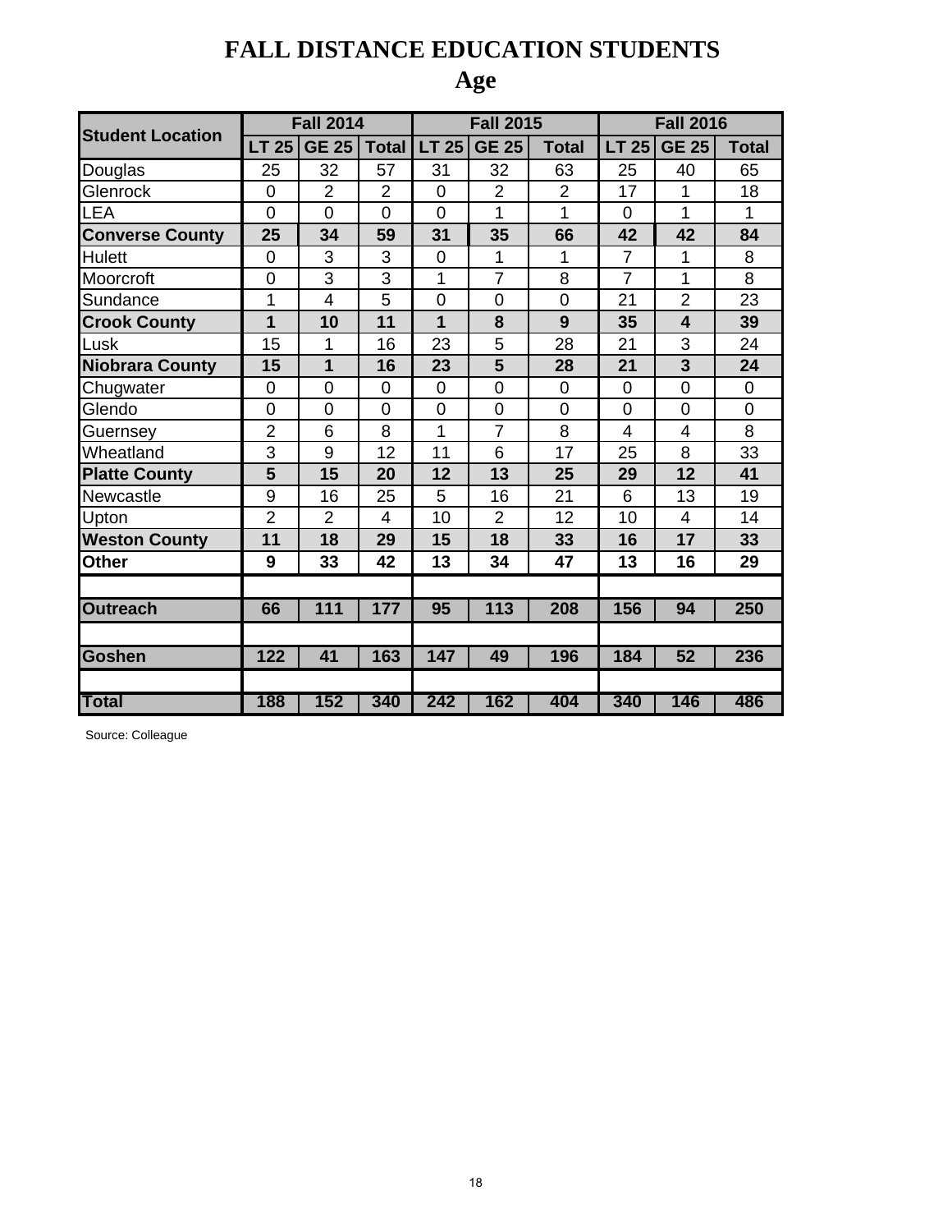# FALL DISTANCE EDUCATION STUDENTS

## Age

| Student Location | Fall 2014 | | | Fall 2015 | | | Fall 2016 | | |
|---|---|---|---|---|---|---|---|---|---|
| | LT 25 | GE 25 | Total | LT 25 | GE 25 | Total | LT 25 | GE 25 | Total |
| Douglas | 25 | 32 | 57 | 31 | 32 | 63 | 25 | 40 | 65 |
| Glenrock | 0 | 2 | 2 | 0 | 2 | 2 | 17 | 1 | 18 |
| LEA | 0 | 0 | 0 | 0 | 1 | 1 | 0 | 1 | 1 |
| **Converse County** | **25** | **34** | **59** | **31** | **35** | **66** | **42** | **42** | **84** |
| Hulett | 0 | 3 | 3 | 0 | 1 | 1 | 7 | 1 | 8 |
| Moorcroft | 0 | 3 | 3 | 1 | 7 | 8 | 7 | 1 | 8 |
| Sundance | 1 | 4 | 5 | 0 | 0 | 0 | 21 | 2 | 23 |
| **Crook County** | **1** | **10** | **11** | **1** | **8** | **9** | **35** | **4** | **39** |
| Lusk | 15 | 1 | 16 | 23 | 5 | 28 | 21 | 3 | 24 |
| **Niobrara County** | **15** | **1** | **16** | **23** | **5** | **28** | **21** | **3** | **24** |
| Chugwater | 0 | 0 | 0 | 0 | 0 | 0 | 0 | 0 | 0 |
| Glendo | 0 | 0 | 0 | 0 | 0 | 0 | 0 | 0 | 0 |
| Guernsey | 2 | 6 | 8 | 1 | 7 | 8 | 4 | 4 | 8 |
| Wheatland | 3 | 9 | 12 | 11 | 6 | 17 | 25 | 8 | 33 |
| **Platte County** | **5** | **15** | **20** | **12** | **13** | **25** | **29** | **12** | **41** |
| Newcastle | 9 | 16 | 25 | 5 | 16 | 21 | 6 | 13 | 19 |
| Upton | 2 | 2 | 4 | 10 | 2 | 12 | 10 | 4 | 14 |
| **Weston County** | **11** | **18** | **29** | **15** | **18** | **33** | **16** | **17** | **33** |
| **Other** | **9** | **33** | **42** | **13** | **34** | **47** | **13** | **16** | **29** |
| | | | | | | | | | |
| **Outreach** | **66** | **111** | **177** | **95** | **113** | **208** | **156** | **94** | **250** |
| | | | | | | | | | |
| **Goshen** | **122** | **41** | **163** | **147** | **49** | **196** | **184** | **52** | **236** |
| | | | | | | | | | |
| **Total** | **188** | **152** | **340** | **242** | **162** | **404** | **340** | **146** | **486** |

Source: Colleague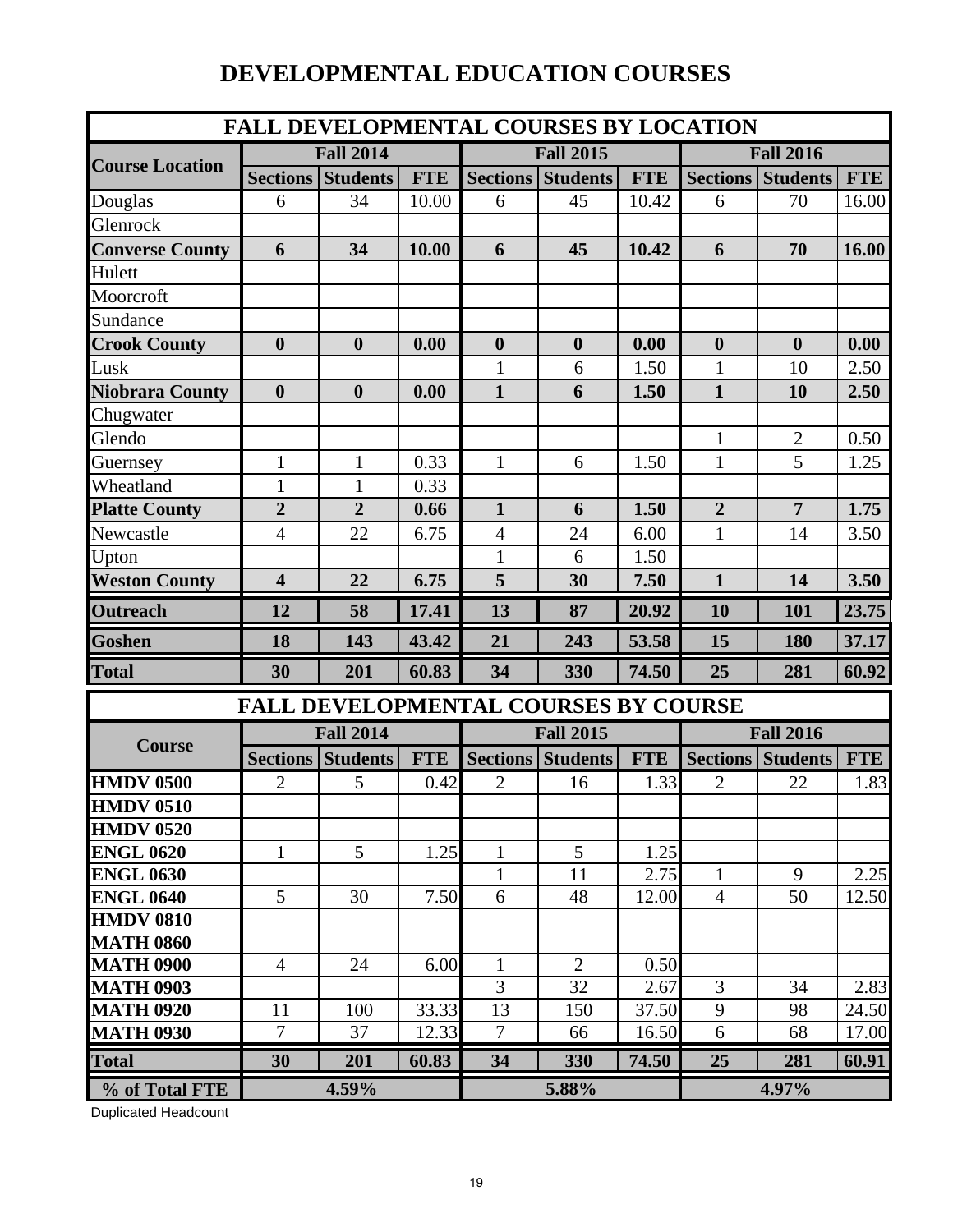# DEVELOPMENTAL EDUCATION COURSES

## FALL DEVELOPMENTAL COURSES BY LOCATION

| Course Location | Fall 2014 | | | Fall 2015 | | | Fall 2016 | | |
|---|---|---|---|---|---|---|---|---|---|
| | Sections | Students | FTE | Sections | Students | FTE | Sections | Students | FTE |
| Douglas | 6 | 34 | 10.00 | 6 | 45 | 10.42 | 6 | 70 | 16.00 |
| Glenrock | | | | | | | | | |
| **Converse County** | **6** | **34** | **10.00** | **6** | **45** | **10.42** | **6** | **70** | **16.00** |
| Hulett | | | | | | | | | |
| Moorcroft | | | | | | | | | |
| Sundance | | | | | | | | | |
| **Crook County** | **0** | **0** | **0.00** | **0** | **0** | **0.00** | **0** | **0** | **0.00** |
| Lusk | | | | 1 | 6 | 1.50 | 1 | 10 | 2.50 |
| **Niobrara County** | **0** | **0** | **0.00** | **1** | **6** | **1.50** | **1** | **10** | **2.50** |
| Chugwater | | | | | | | | | |
| Glendo | | | | | | | 1 | 2 | 0.50 |
| Guernsey | 1 | 1 | 0.33 | 1 | 6 | 1.50 | 1 | 5 | 1.25 |
| Wheatland | 1 | 1 | 0.33 | | | | | | |
| **Platte County** | **2** | **2** | **0.66** | **1** | **6** | **1.50** | **2** | **7** | **1.75** |
| Newcastle | 4 | 22 | 6.75 | 4 | 24 | 6.00 | 1 | 14 | 3.50 |
| Upton | | | | 1 | 6 | 1.50 | | | |
| **Weston County** | **4** | **22** | **6.75** | **5** | **30** | **7.50** | **1** | **14** | **3.50** |
| **Outreach** | **12** | **58** | **17.41** | **13** | **87** | **20.92** | **10** | **101** | **23.75** |
| **Goshen** | **18** | **143** | **43.42** | **21** | **243** | **53.58** | **15** | **180** | **37.17** |
| **Total** | **30** | **201** | **60.83** | **34** | **330** | **74.50** | **25** | **281** | **60.92** |

## FALL DEVELOPMENTAL COURSES BY COURSE

| Course | Fall 2014 | | | Fall 2015 | | | Fall 2016 | | |
|---|---|---|---|---|---|---|---|---|---|
| | Sections | Students | FTE | Sections | Students | FTE | Sections | Students | FTE |
| **HMDV 0500** | 2 | 5 | 0.42 | 2 | 16 | 1.33 | 2 | 22 | 1.83 |
| **HMDV 0510** | | | | | | | | | |
| **HMDV 0520** | | | | | | | | | |
| **ENGL 0620** | 1 | 5 | 1.25 | 1 | 5 | 1.25 | | | |
| **ENGL 0630** | | | | 1 | 11 | 2.75 | 1 | 9 | 2.25 |
| **ENGL 0640** | 5 | 30 | 7.50 | 6 | 48 | 12.00 | 4 | 50 | 12.50 |
| **HMDV 0810** | | | | | | | | | |
| **MATH 0860** | | | | | | | | | |
| **MATH 0900** | 4 | 24 | 6.00 | 1 | 2 | 0.50 | | | |
| **MATH 0903** | | | | 3 | 32 | 2.67 | 3 | 34 | 2.83 |
| **MATH 0920** | 11 | 100 | 33.33 | 13 | 150 | 37.50 | 9 | 98 | 24.50 |
| **MATH 0930** | 7 | 37 | 12.33 | 7 | 66 | 16.50 | 6 | 68 | 17.00 |
| **Total** | **30** | **201** | **60.83** | **34** | **330** | **74.50** | **25** | **281** | **60.91** |
| **% of Total FTE** | **4.59%** | | | **5.88%** | | | **4.97%** | | |

Duplicated Headcount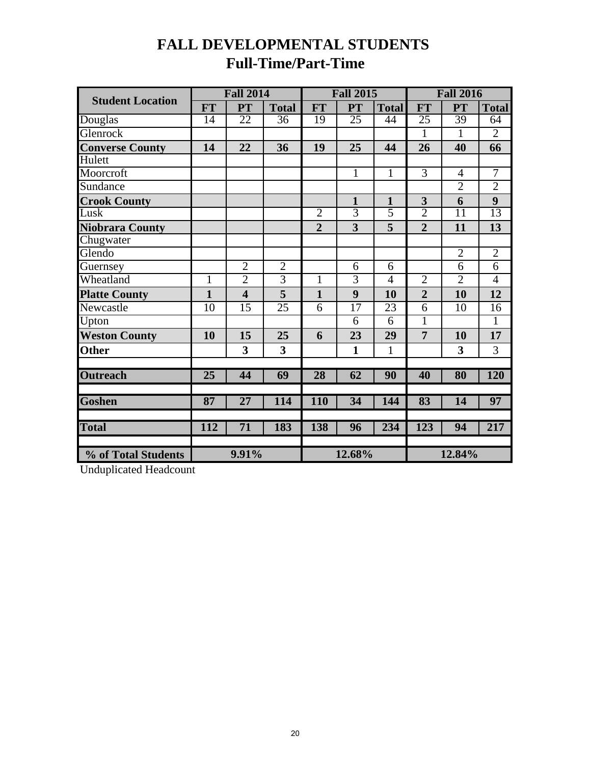# FALL DEVELOPMENTAL STUDENTS
## Full-Time/Part-Time

| Student Location | Fall 2014 | | | Fall 2015 | | | Fall 2016 | | |
|---|---|---|---|---|---|---|---|---|---|
| | FT | PT | Total | FT | PT | Total | FT | PT | Total |
| Douglas | 14 | 22 | 36 | 19 | 25 | 44 | 25 | 39 | 64 |
| Glenrock | | | | | | | 1 | 1 | 2 |
| **Converse County** | **14** | **22** | **36** | **19** | **25** | **44** | **26** | **40** | **66** |
| Hulett | | | | | | | | | |
| Moorcroft | | | | | 1 | 1 | 3 | 4 | 7 |
| Sundance | | | | | | | | 2 | 2 |
| **Crook County** | | | | | **1** | **1** | **3** | **6** | **9** |
| Lusk | | | | 2 | 3 | 5 | 2 | 11 | 13 |
| **Niobrara County** | | | | **2** | **3** | **5** | **2** | **11** | **13** |
| Chugwater | | | | | | | | | |
| Glendo | | | | | | | | 2 | 2 |
| Guernsey | | 2 | 2 | | 6 | 6 | | 6 | 6 |
| Wheatland | 1 | 2 | 3 | 1 | 3 | 4 | 2 | 2 | 4 |
| **Platte County** | **1** | **4** | **5** | **1** | **9** | **10** | **2** | **10** | **12** |
| Newcastle | 10 | 15 | 25 | 6 | 17 | 23 | 6 | 10 | 16 |
| Upton | | | | | 6 | 6 | 1 | | 1 |
| **Weston County** | **10** | **15** | **25** | **6** | **23** | **29** | **7** | **10** | **17** |
| **Other** | | **3** | **3** | | **1** | 1 | | **3** | 3 |
| **Outreach** | **25** | **44** | **69** | **28** | **62** | **90** | **40** | **80** | **120** |
| **Goshen** | **87** | **27** | **114** | **110** | **34** | **144** | **83** | **14** | **97** |
| **Total** | **112** | **71** | **183** | **138** | **96** | **234** | **123** | **94** | **217** |
| **% of Total Students** | **9.91%** | | | **12.68%** | | | **12.84%** | | |

Unduplicated Headcount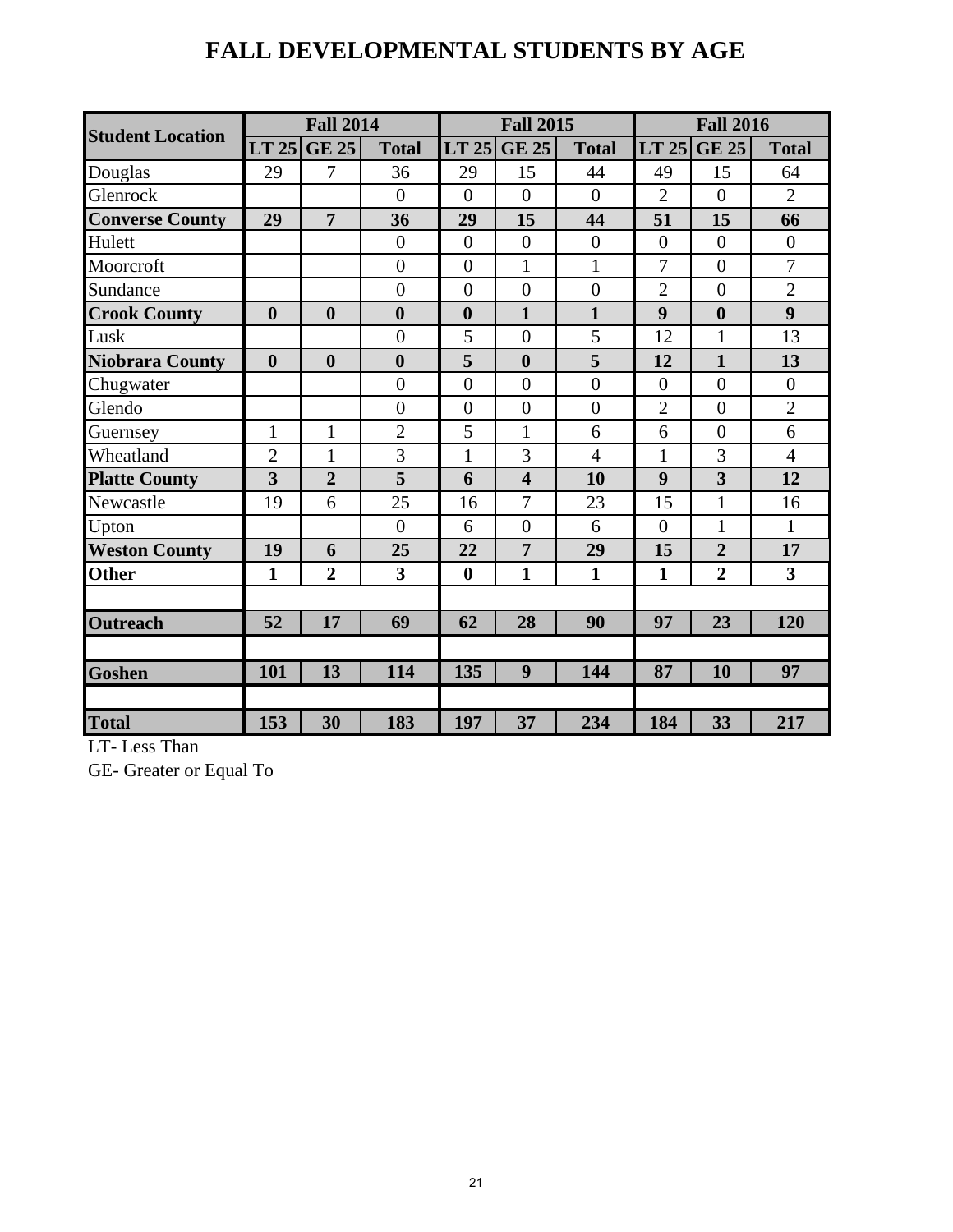# FALL DEVELOPMENTAL STUDENTS BY AGE

| Student Location | Fall 2014 | | | Fall 2015 | | | Fall 2016 | | |
|---|---|---|---|---|---|---|---|---|---|
| | LT 25 | GE 25 | Total | LT 25 | GE 25 | Total | LT 25 | GE 25 | Total |
| Douglas | 29 | 7 | 36 | 29 | 15 | 44 | 49 | 15 | 64 |
| Glenrock | | | 0 | 0 | 0 | 0 | 2 | 0 | 2 |
| **Converse County** | **29** | **7** | **36** | **29** | **15** | **44** | **51** | **15** | **66** |
| Hulett | | | 0 | 0 | 0 | 0 | 0 | 0 | 0 |
| Moorcroft | | | 0 | 0 | 1 | 1 | 7 | 0 | 7 |
| Sundance | | | 0 | 0 | 0 | 0 | 2 | 0 | 2 |
| **Crook County** | **0** | **0** | **0** | **0** | **1** | **1** | **9** | **0** | **9** |
| Lusk | | | 0 | 5 | 0 | 5 | 12 | 1 | 13 |
| **Niobrara County** | **0** | **0** | **0** | **5** | **0** | **5** | **12** | **1** | **13** |
| Chugwater | | | 0 | 0 | 0 | 0 | 0 | 0 | 0 |
| Glendo | | | 0 | 0 | 0 | 0 | 2 | 0 | 2 |
| Guernsey | 1 | 1 | 2 | 5 | 1 | 6 | 6 | 0 | 6 |
| Wheatland | 2 | 1 | 3 | 1 | 3 | 4 | 1 | 3 | 4 |
| **Platte County** | **3** | **2** | **5** | **6** | **4** | **10** | **9** | **3** | **12** |
| Newcastle | 19 | 6 | 25 | 16 | 7 | 23 | 15 | 1 | 16 |
| Upton | | | 0 | 6 | 0 | 6 | 0 | 1 | 1 |
| **Weston County** | **19** | **6** | **25** | **22** | **7** | **29** | **15** | **2** | **17** |
| **Other** | **1** | **2** | **3** | **0** | **1** | **1** | **1** | **2** | **3** |
| | | | | | | | | | |
| **Outreach** | **52** | **17** | **69** | **62** | **28** | **90** | **97** | **23** | **120** |
| | | | | | | | | | |
| **Goshen** | **101** | **13** | **114** | **135** | **9** | **144** | **87** | **10** | **97** |
| | | | | | | | | | |
| **Total** | **153** | **30** | **183** | **197** | **37** | **234** | **184** | **33** | **217** |

LT- Less Than

GE- Greater or Equal To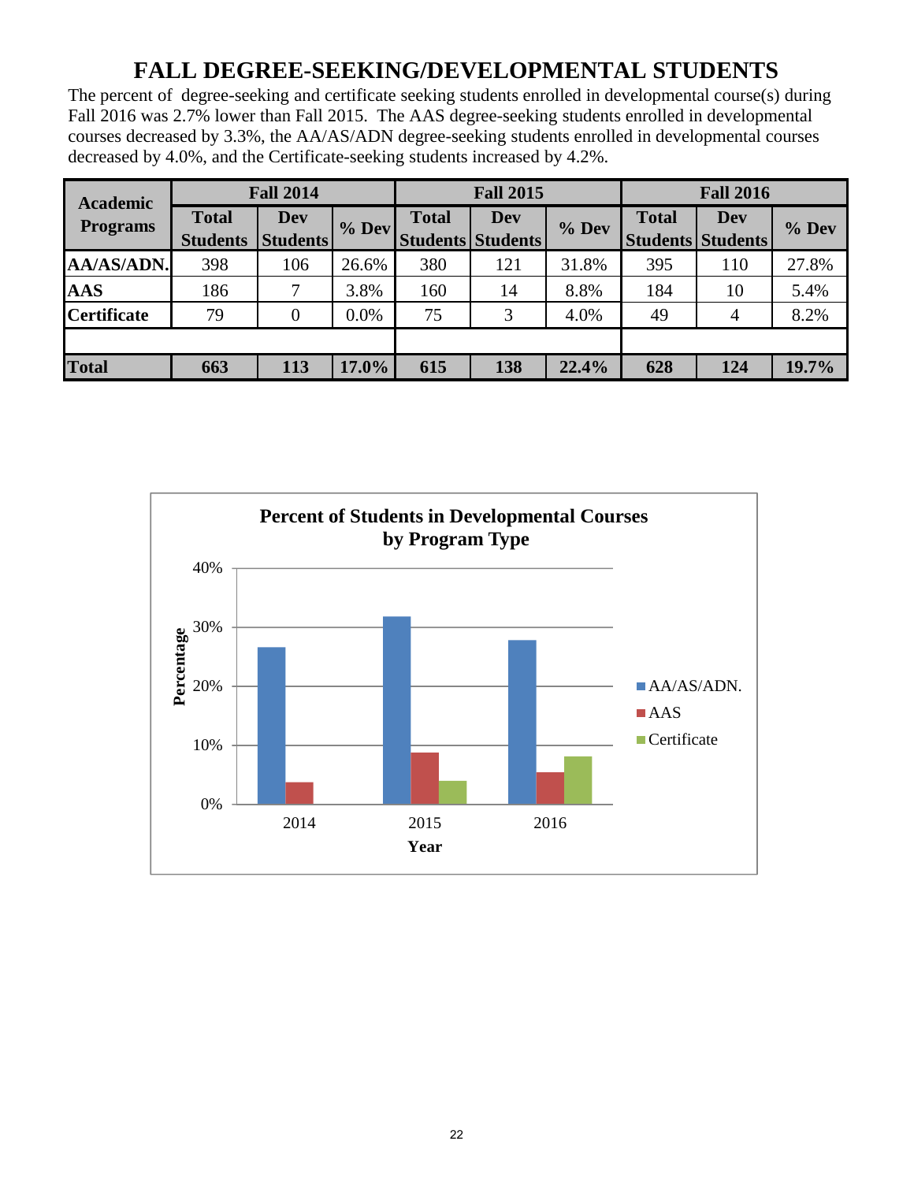# FALL DEGREE-SEEKING/DEVELOPMENTAL STUDENTS

The percent of degree-seeking and certificate seeking students enrolled in developmental course(s) during Fall 2016 was 2.7% lower than Fall 2015. The AAS degree-seeking students enrolled in developmental courses decreased by 3.3%, the AA/AS/ADN degree-seeking students enrolled in developmental courses decreased by 4.0%, and the Certificate-seeking students increased by 4.2%.

| Academic Programs | Fall 2014 | | | Fall 2015 | | | Fall 2016 | | |
|---|---|---|---|---|---|---|---|---|---|
| | Total Students | Dev Students | % Dev | Total Students | Dev Students | % Dev | Total Students | Dev Students | % Dev |
| **AA/AS/ADN.** | 398 | 106 | 26.6% | 380 | 121 | 31.8% | 395 | 110 | 27.8% |
| **AAS** | 186 | 7 | 3.8% | 160 | 14 | 8.8% | 184 | 10 | 5.4% |
| **Certificate** | 79 | 0 | 0.0% | 75 | 3 | 4.0% | 49 | 4 | 8.2% |
| | | | | | | | | | |
| **Total** | **663** | **113** | **17.0%** | **615** | **138** | **22.4%** | **628** | **124** | **19.7%** |

**Percent of Students in Developmental Courses by Program Type**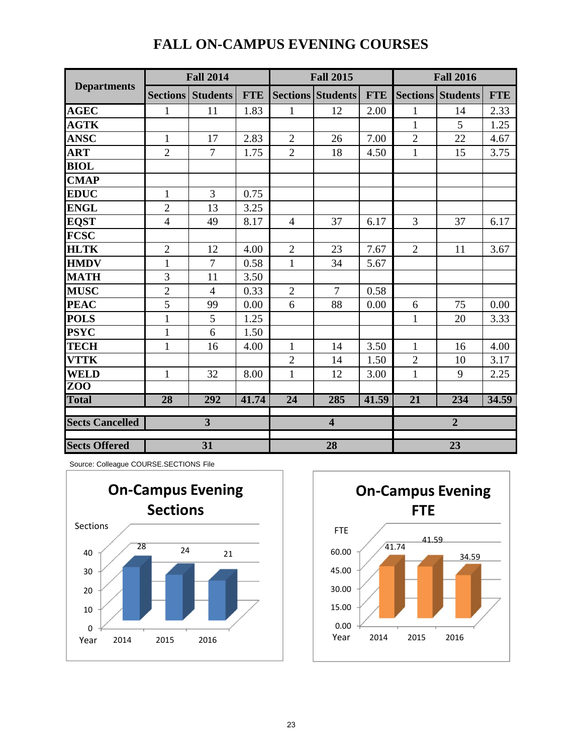# FALL ON-CAMPUS EVENING COURSES

| Departments | Fall 2014 | | | Fall 2015 | | | Fall 2016 | | |
|---|---|---|---|---|---|---|---|---|---|
| | Sections | Students | FTE | Sections | Students | FTE | Sections | Students | FTE |
| AGEC | 1 | 11 | 1.83 | 1 | 12 | 2.00 | 1 | 14 | 2.33 |
| AGTK | | | | | | | 1 | 5 | 1.25 |
| ANSC | 1 | 17 | 2.83 | 2 | 26 | 7.00 | 2 | 22 | 4.67 |
| ART | 2 | 7 | 1.75 | 2 | 18 | 4.50 | 1 | 15 | 3.75 |
| BIOL | | | | | | | | | |
| CMAP | | | | | | | | | |
| EDUC | 1 | 3 | 0.75 | | | | | | |
| ENGL | 2 | 13 | 3.25 | | | | | | |
| EQST | 4 | 49 | 8.17 | 4 | 37 | 6.17 | 3 | 37 | 6.17 |
| FCSC | | | | | | | | | |
| HLTK | 2 | 12 | 4.00 | 2 | 23 | 7.67 | 2 | 11 | 3.67 |
| HMDV | 1 | 7 | 0.58 | 1 | 34 | 5.67 | | | |
| MATH | 3 | 11 | 3.50 | | | | | | |
| MUSC | 2 | 4 | 0.33 | 2 | 7 | 0.58 | | | |
| PEAC | 5 | 99 | 0.00 | 6 | 88 | 0.00 | 6 | 75 | 0.00 |
| POLS | 1 | 5 | 1.25 | | | | 1 | 20 | 3.33 |
| PSYC | 1 | 6 | 1.50 | | | | | | |
| TECH | 1 | 16 | 4.00 | 1 | 14 | 3.50 | 1 | 16 | 4.00 |
| VTTK | | | | 2 | 14 | 1.50 | 2 | 10 | 3.17 |
| WELD | 1 | 32 | 8.00 | 1 | 12 | 3.00 | 1 | 9 | 2.25 |
| ZOO | | | | | | | | | |
| **Total** | **28** | **292** | **41.74** | **24** | **285** | **41.59** | **21** | **234** | **34.59** |
| **Sects Cancelled** | **3** | | | **4** | | | **2** | | |
| **Sects Offered** | **31** | | | **28** | | | **23** | | |

Source: Colleague COURSE.SECTIONS File

**On-Campus Evening Sections**

| Year | Sections |
|---|---|
| 2014 | 28 |
| 2015 | 24 |
| 2016 | 21 |

**On-Campus Evening FTE**

| Year | FTE |
|---|---|
| 2014 | 41.74 |
| 2015 | 41.59 |
| 2016 | 34.59 |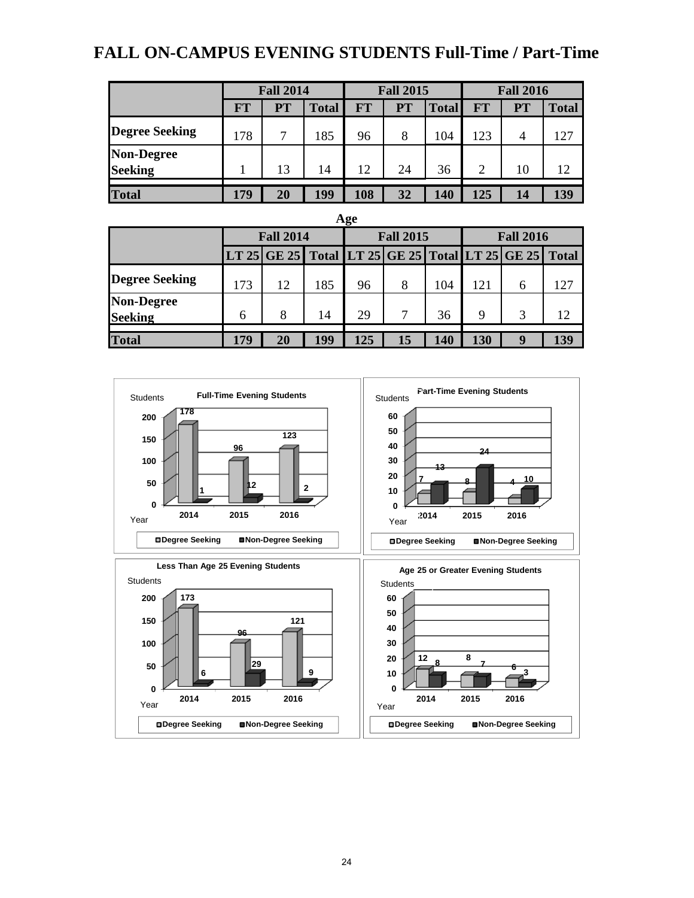# FALL ON-CAMPUS EVENING STUDENTS Full-Time / Part-Time

| | Fall 2014 | | | Fall 2015 | | | Fall 2016 | | |
|---|---|---|---|---|---|---|---|---|---|
| | FT | PT | Total | FT | PT | Total | FT | PT | Total |
| **Degree Seeking** | 178 | 7 | 185 | 96 | 8 | 104 | 123 | 4 | 127 |
| **Non-Degree Seeking** | 1 | 13 | 14 | 12 | 24 | 36 | 2 | 10 | 12 |
| **Total** | **179** | **20** | **199** | **108** | **32** | **140** | **125** | **14** | **139** |

## Age

| | Fall 2014 | | | Fall 2015 | | | Fall 2016 | | |
|---|---|---|---|---|---|---|---|---|---|
| | LT 25 | GE 25 | Total | LT 25 | GE 25 | Total | LT 25 | GE 25 | Total |
| **Degree Seeking** | 173 | 12 | 185 | 96 | 8 | 104 | 121 | 6 | 127 |
| **Non-Degree Seeking** | 6 | 8 | 14 | 29 | 7 | 36 | 9 | 3 | 12 |
| **Total** | **179** | **20** | **199** | **125** | **15** | **140** | **130** | **9** | **139** |

**Full-Time Evening Students**

| Year | Degree Seeking | Non-Degree Seeking |
|---|---|---|
| 2014 | 178 | 1 |
| 2015 | 96 | 12 |
| 2016 | 123 | 2 |

**Part-Time Evening Students**

| Year | Degree Seeking | Non-Degree Seeking |
|---|---|---|
| 2014 | 7 | 13 |
| 2015 | 8 | 24 |
| 2016 | 4 | 10 |

**Less Than Age 25 Evening Students**

| Year | Degree Seeking | Non-Degree Seeking |
|---|---|---|
| 2014 | 173 | 6 |
| 2015 | 96 | 29 |
| 2016 | 121 | 9 |

**Age 25 or Greater Evening Students**

| Year | Degree Seeking | Non-Degree Seeking |
|---|---|---|
| 2014 | 12 | 8 |
| 2015 | 8 | 7 |
| 2016 | 6 | 3 |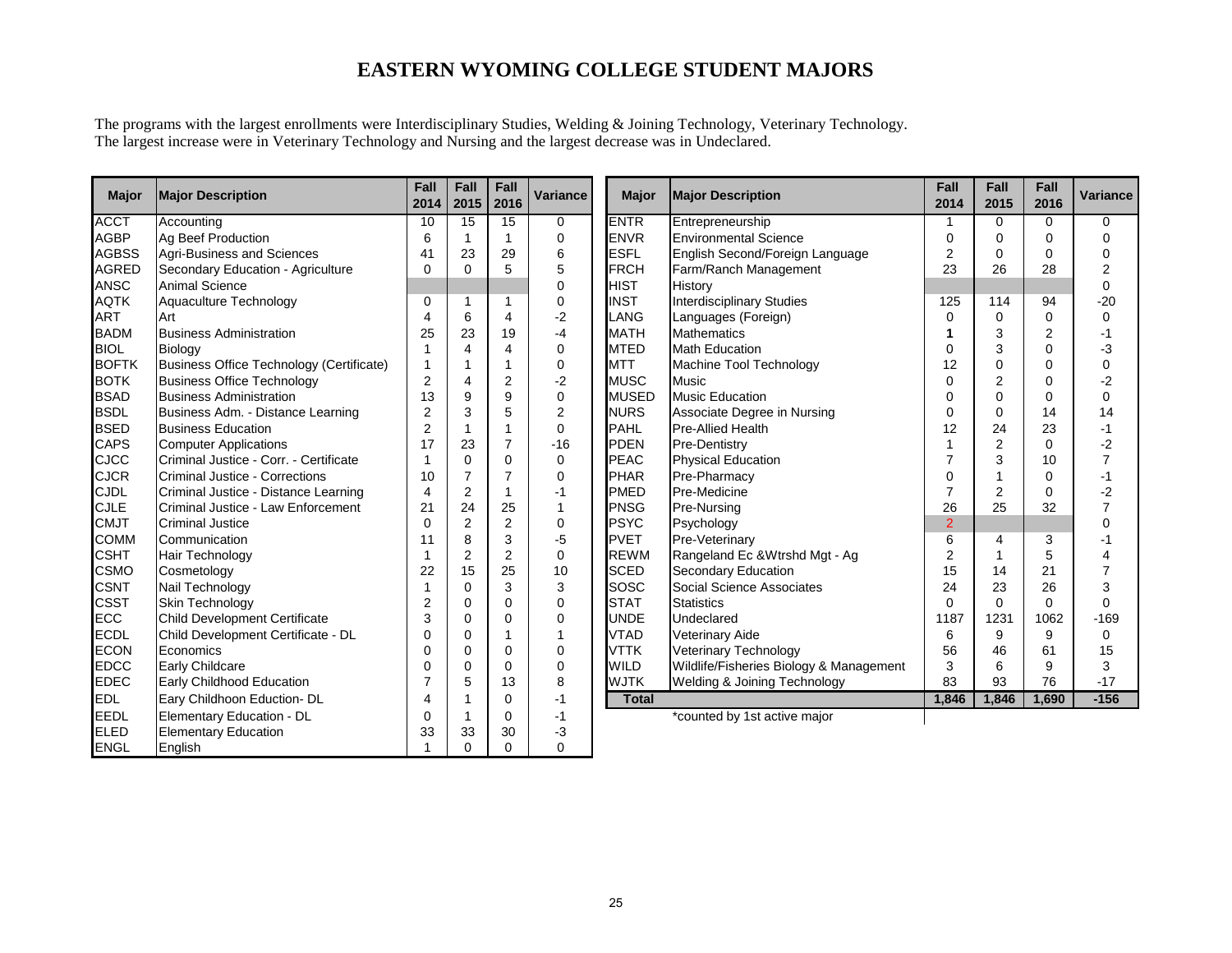# EASTERN WYOMING COLLEGE STUDENT MAJORS

The programs with the largest enrollments were Interdisciplinary Studies, Welding & Joining Technology, Veterinary Technology. The largest increase were in Veterinary Technology and Nursing and the largest decrease was in Undeclared.

| Major | Major Description | Fall 2014 | Fall 2015 | Fall 2016 | Variance |
|---|---|---|---|---|---|
| ACCT | Accounting | 10 | 15 | 15 | 0 |
| AGBP | Ag Beef Production | 6 | 1 | 1 | 0 |
| AGBSS | Agri-Business and Sciences | 41 | 23 | 29 | 6 |
| AGRED | Secondary Education - Agriculture | 0 | 0 | 5 | 5 |
| ANSC | Animal Science | | | | 0 |
| AQTK | Aquaculture Technology | 0 | 1 | 1 | 0 |
| ART | Art | 4 | 6 | 4 | -2 |
| BADM | Business Administration | 25 | 23 | 19 | -4 |
| BIOL | Biology | 1 | 4 | 4 | 0 |
| BOFTK | Business Office Technology (Certificate) | 1 | 1 | 1 | 0 |
| BOTK | Business Office Technology | 2 | 4 | 2 | -2 |
| BSAD | Business Administration | 13 | 9 | 9 | 0 |
| BSDL | Business Adm. - Distance Learning | 2 | 3 | 5 | 2 |
| BSED | Business Education | 2 | 1 | 1 | 0 |
| CAPS | Computer Applications | 17 | 23 | 7 | -16 |
| CJCC | Criminal Justice - Corr. - Certificate | 1 | 0 | 0 | 0 |
| CJCR | Criminal Justice - Corrections | 10 | 7 | 7 | 0 |
| CJDL | Criminal Justice - Distance Learning | 4 | 2 | 1 | -1 |
| CJLE | Criminal Justice - Law Enforcement | 21 | 24 | 25 | 1 |
| CMJT | Criminal Justice | 0 | 2 | 2 | 0 |
| COMM | Communication | 11 | 8 | 3 | -5 |
| CSHT | Hair Technology | 1 | 2 | 2 | 0 |
| CSMO | Cosmetology | 22 | 15 | 25 | 10 |
| CSNT | Nail Technology | 1 | 0 | 3 | 3 |
| CSST | Skin Technology | 2 | 0 | 0 | 0 |
| ECC | Child Development Certificate | 3 | 0 | 0 | 0 |
| ECDL | Child Development Certificate - DL | 0 | 0 | 1 | 1 |
| ECON | Economics | 0 | 0 | 0 | 0 |
| EDCC | Early Childcare | 0 | 0 | 0 | 0 |
| EDEC | Early Childhood Education | 7 | 5 | 13 | 8 |
| EDL | Eary Childhoon Eduction- DL | 4 | 1 | 0 | -1 |
| EEDL | Elementary Education - DL | 0 | 1 | 0 | -1 |
| ELED | Elementary Education | 33 | 33 | 30 | -3 |
| ENGL | English | 1 | 0 | 0 | 0 |
| ENTR | Entrepreneurship | 1 | 0 | 0 | 0 |
| ENVR | Environmental Science | 0 | 0 | 0 | 0 |
| ESFL | English Second/Foreign Language | 2 | 0 | 0 | 0 |
| FRCH | Farm/Ranch Management | 23 | 26 | 28 | 2 |
| HIST | History | | | | 0 |
| INST | Interdisciplinary Studies | 125 | 114 | 94 | -20 |
| LANG | Languages (Foreign) | 0 | 0 | 0 | 0 |
| MATH | Mathematics | **1** | 3 | 2 | -1 |
| MTED | Math Education | 0 | 3 | 0 | -3 |
| MTT | Machine Tool Technology | 12 | 0 | 0 | 0 |
| MUSC | Music | 0 | 2 | 0 | -2 |
| MUSED | Music Education | 0 | 0 | 0 | 0 |
| NURS | Associate Degree in Nursing | 0 | 0 | 14 | 14 |
| PAHL | Pre-Allied Health | 12 | 24 | 23 | -1 |
| PDEN | Pre-Dentistry | 1 | 2 | 0 | -2 |
| PEAC | Physical Education | 7 | 3 | 10 | 7 |
| PHAR | Pre-Pharmacy | 0 | 1 | 0 | -1 |
| PMED | Pre-Medicine | 7 | 2 | 0 | -2 |
| PNSG | Pre-Nursing | 26 | 25 | 32 | 7 |
| PSYC | Psychology | 2 | | | 0 |
| PVET | Pre-Veterinary | 6 | 4 | 3 | -1 |
| REWM | Rangeland Ec &Wtrshd Mgt - Ag | 2 | 1 | 5 | 4 |
| SCED | Secondary Education | 15 | 14 | 21 | 7 |
| SOSC | Social Science Associates | 24 | 23 | 26 | 3 |
| STAT | Statistics | 0 | 0 | 0 | 0 |
| UNDE | Undeclared | 1187 | 1231 | 1062 | -169 |
| VTAD | Veterinary Aide | 6 | 9 | 9 | 0 |
| VTTK | Veterinary Technology | 56 | 46 | 61 | 15 |
| WILD | Wildlife/Fisheries Biology & Management | 3 | 6 | 9 | 3 |
| WJTK | Welding & Joining Technology | 83 | 93 | 76 | -17 |
| **Total** | | **1,846** | **1,846** | **1,690** | **-156** |

*counted by 1st active major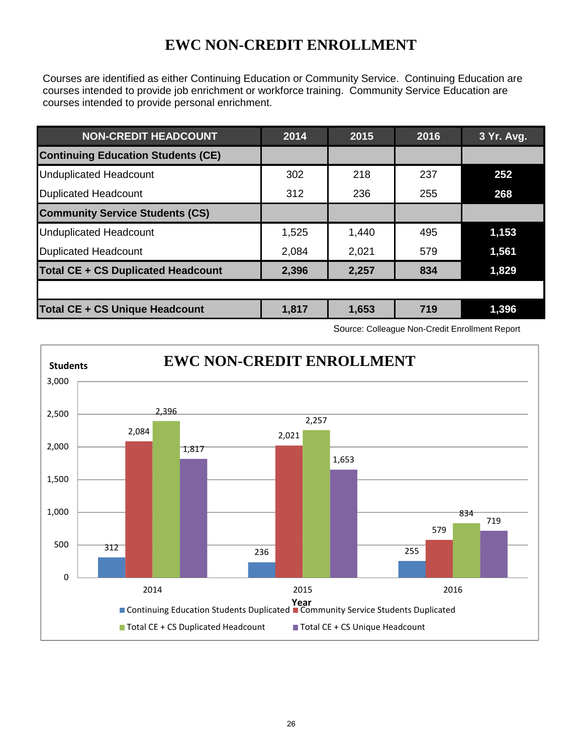# EWC NON-CREDIT ENROLLMENT

Courses are identified as either Continuing Education or Community Service. Continuing Education are courses intended to provide job enrichment or workforce training. Community Service Education are courses intended to provide personal enrichment.

| NON-CREDIT HEADCOUNT | 2014 | 2015 | 2016 | 3 Yr. Avg. |
|---|---|---|---|---|
| **Continuing Education Students (CE)** | | | | |
| Unduplicated Headcount | 302 | 218 | 237 | **252** |
| Duplicated Headcount | 312 | 236 | 255 | **268** |
| **Community Service Students (CS)** | | | | |
| Unduplicated Headcount | 1,525 | 1,440 | 495 | **1,153** |
| Duplicated Headcount | 2,084 | 2,021 | 579 | **1,561** |
| **Total CE + CS Duplicated Headcount** | **2,396** | **2,257** | **834** | **1,829** |
| | | | | |
| **Total CE + CS Unique Headcount** | **1,817** | **1,653** | **719** | **1,396** |

Source: Colleague Non-Credit Enrollment Report

**EWC NON-CREDIT ENROLLMENT**

| Year | Continuing Education Students Duplicated | Community Service Students Duplicated | Total CE + CS Duplicated Headcount | Total CE + CS Unique Headcount |
|---|---|---|---|---|
| 2014 | 312 | 2,084 | 2,396 | 1,817 |
| 2015 | 236 | 2,021 | 2,257 | 1,653 |
| 2016 | 255 | 579 | 834 | 719 |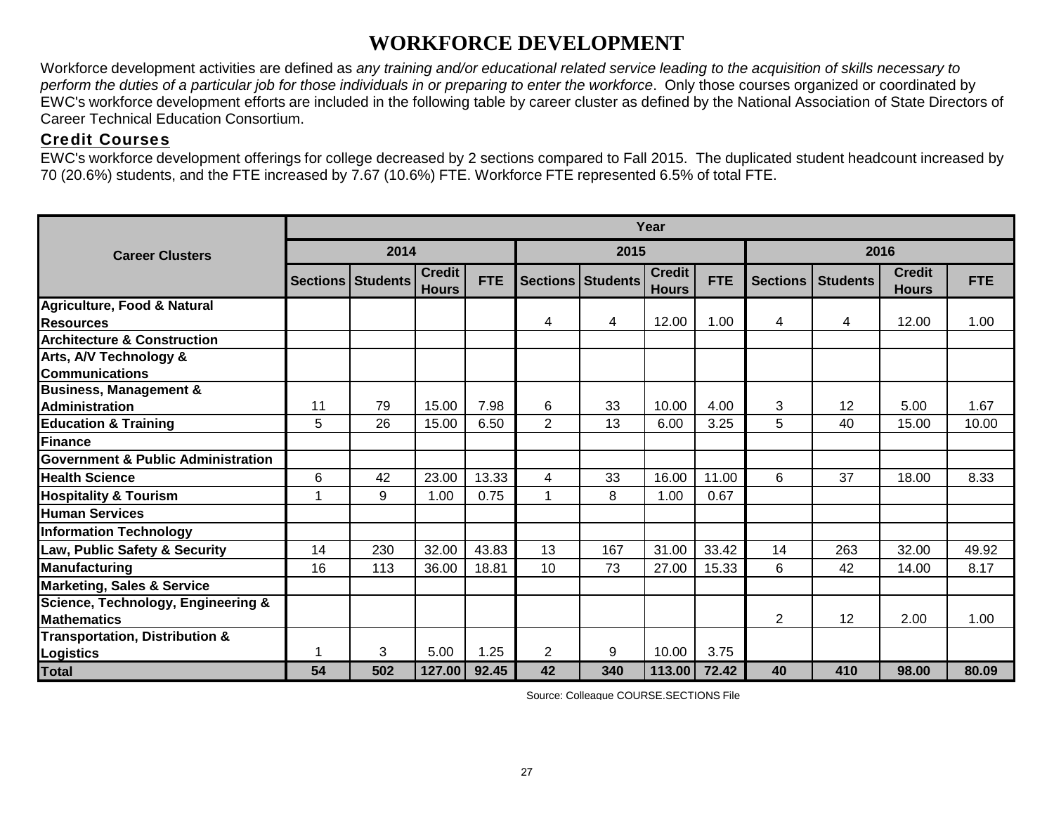# WORKFORCE DEVELOPMENT

Workforce development activities are defined as *any training and/or educational related service leading to the acquisition of skills necessary to perform the duties of a particular job for those individuals in or preparing to enter the workforce*. Only those courses organized or coordinated by EWC's workforce development efforts are included in the following table by career cluster as defined by the National Association of State Directors of Career Technical Education Consortium.

## Credit Courses

EWC's workforce development offerings for college decreased by 2 sections compared to Fall 2015. The duplicated student headcount increased by 70 (20.6%) students, and the FTE increased by 7.67 (10.6%) FTE. Workforce FTE represented 6.5% of total FTE.

| Career Clusters | Year | | | | | | | | | | | |
|---|---|---|---|---|---|---|---|---|---|---|---|---|
| | 2014 | | | | 2015 | | | | 2016 | | | |
| | Sections | Students | Credit Hours | FTE | Sections | Students | Credit Hours | FTE | Sections | Students | Credit Hours | FTE |
| **Agriculture, Food & Natural Resources** | | | | | 4 | 4 | 12.00 | 1.00 | 4 | 4 | 12.00 | 1.00 |
| **Architecture & Construction** | | | | | | | | | | | | |
| **Arts, A/V Technology & Communications** | | | | | | | | | | | | |
| **Business, Management & Administration** | 11 | 79 | 15.00 | 7.98 | 6 | 33 | 10.00 | 4.00 | 3 | 12 | 5.00 | 1.67 |
| **Education & Training** | 5 | 26 | 15.00 | 6.50 | 2 | 13 | 6.00 | 3.25 | 5 | 40 | 15.00 | 10.00 |
| **Finance** | | | | | | | | | | | | |
| **Government & Public Administration** | | | | | | | | | | | | |
| **Health Science** | 6 | 42 | 23.00 | 13.33 | 4 | 33 | 16.00 | 11.00 | 6 | 37 | 18.00 | 8.33 |
| **Hospitality & Tourism** | 1 | 9 | 1.00 | 0.75 | 1 | 8 | 1.00 | 0.67 | | | | |
| **Human Services** | | | | | | | | | | | | |
| **Information Technology** | | | | | | | | | | | | |
| **Law, Public Safety & Security** | 14 | 230 | 32.00 | 43.83 | 13 | 167 | 31.00 | 33.42 | 14 | 263 | 32.00 | 49.92 |
| **Manufacturing** | 16 | 113 | 36.00 | 18.81 | 10 | 73 | 27.00 | 15.33 | 6 | 42 | 14.00 | 8.17 |
| **Marketing, Sales & Service** | | | | | | | | | | | | |
| **Science, Technology, Engineering & Mathematics** | | | | | | | | | 2 | 12 | 2.00 | 1.00 |
| **Transportation, Distribution & Logistics** | 1 | 3 | 5.00 | 1.25 | 2 | 9 | 10.00 | 3.75 | | | | |
| **Total** | **54** | **502** | **127.00** | **92.45** | **42** | **340** | **113.00** | **72.42** | **40** | **410** | **98.00** | **80.09** |

Source: Colleague COURSE.SECTIONS File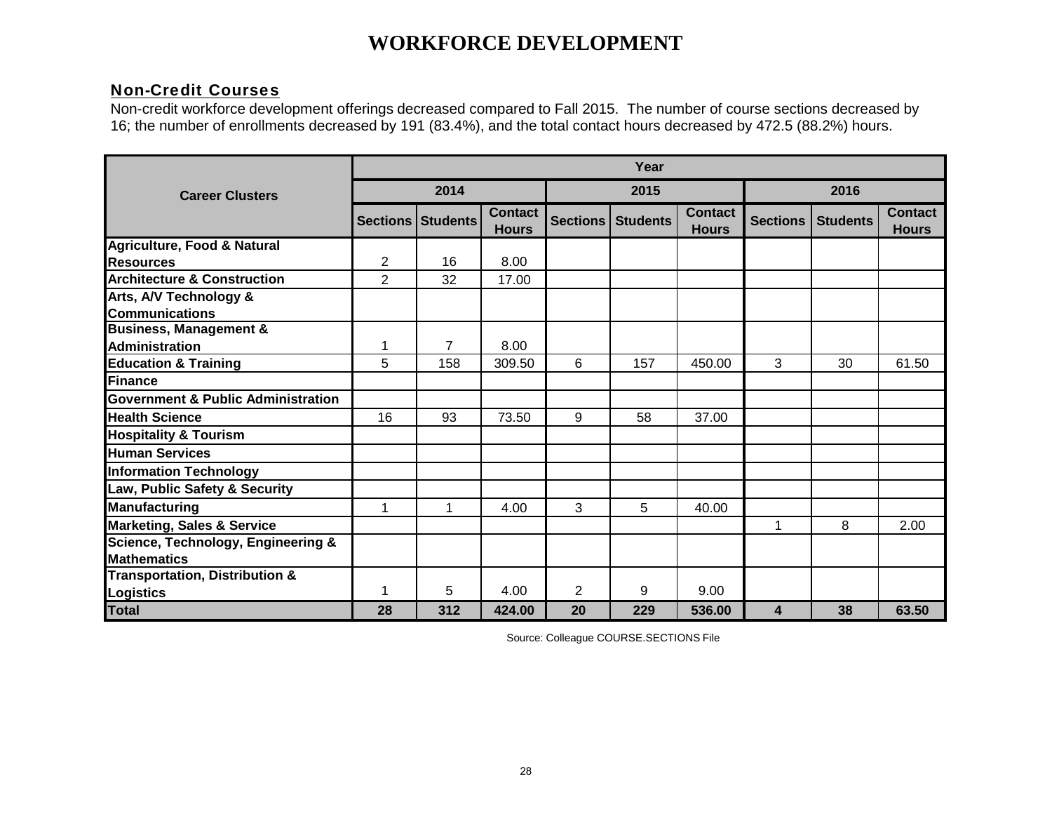# WORKFORCE DEVELOPMENT

## Non-Credit Courses

Non-credit workforce development offerings decreased compared to Fall 2015. The number of course sections decreased by 16; the number of enrollments decreased by 191 (83.4%), and the total contact hours decreased by 472.5 (88.2%) hours.

| Career Clusters | Year | | | | | | | | |
|---|---|---|---|---|---|---|---|---|---|
| | 2014 | | | 2015 | | | 2016 | | |
| | Sections | Students | Contact Hours | Sections | Students | Contact Hours | Sections | Students | Contact Hours |
| Agriculture, Food & Natural Resources | 2 | 16 | 8.00 | | | | | | |
| Architecture & Construction | 2 | 32 | 17.00 | | | | | | |
| Arts, A/V Technology & Communications | | | | | | | | | |
| Business, Management & Administration | 1 | 7 | 8.00 | | | | | | |
| Education & Training | 5 | 158 | 309.50 | 6 | 157 | 450.00 | 3 | 30 | 61.50 |
| Finance | | | | | | | | | |
| Government & Public Administration | | | | | | | | | |
| Health Science | 16 | 93 | 73.50 | 9 | 58 | 37.00 | | | |
| Hospitality & Tourism | | | | | | | | | |
| Human Services | | | | | | | | | |
| Information Technology | | | | | | | | | |
| Law, Public Safety & Security | | | | | | | | | |
| Manufacturing | 1 | 1 | 4.00 | 3 | 5 | 40.00 | | | |
| Marketing, Sales & Service | | | | | | | 1 | 8 | 2.00 |
| Science, Technology, Engineering & Mathematics | | | | | | | | | |
| Transportation, Distribution & Logistics | 1 | 5 | 4.00 | 2 | 9 | 9.00 | | | |
| **Total** | **28** | **312** | **424.00** | **20** | **229** | **536.00** | **4** | **38** | **63.50** |

Source: Colleague COURSE.SECTIONS File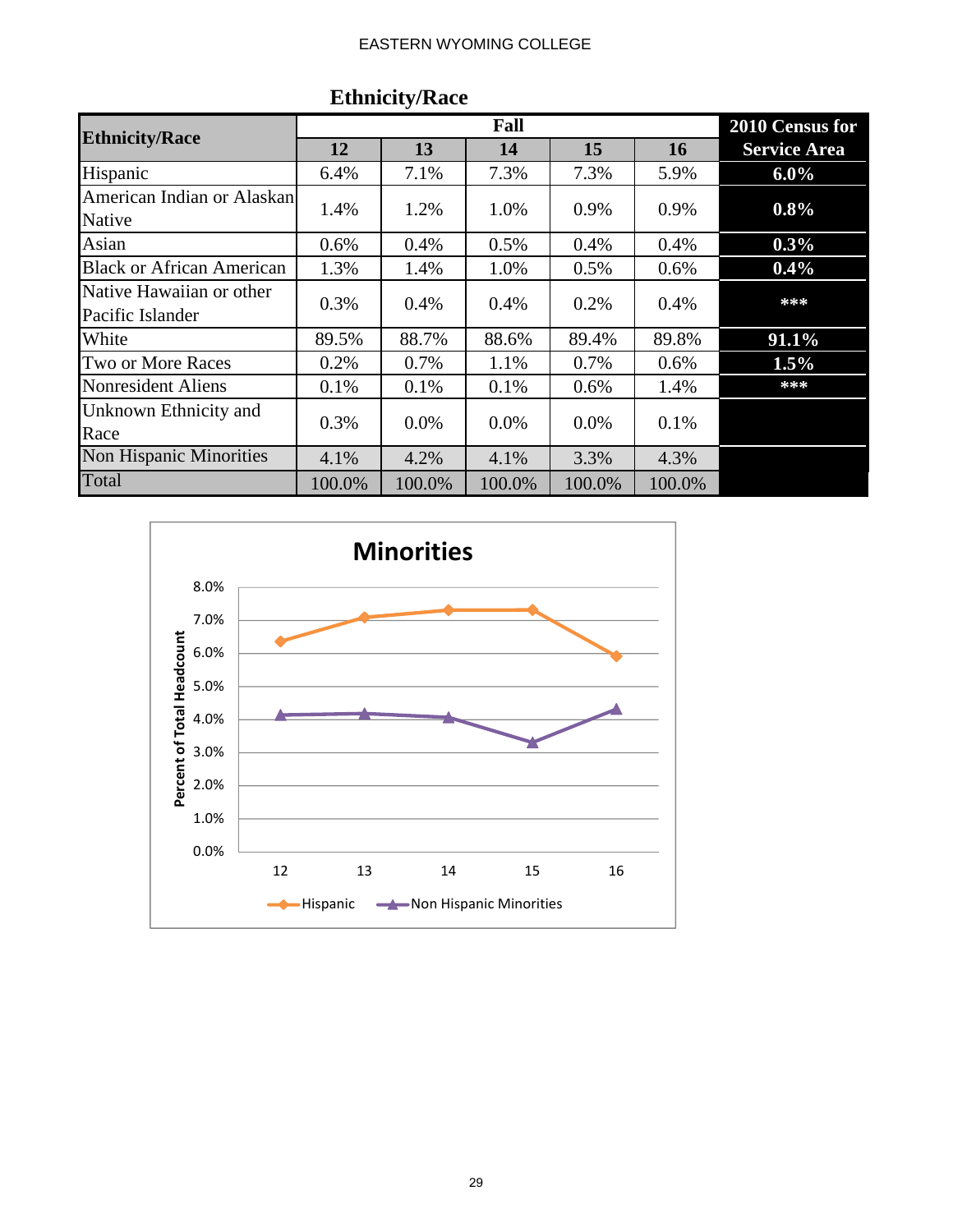## Ethnicity/Race

| Ethnicity/Race | Fall 12 | Fall 13 | Fall 14 | Fall 15 | Fall 16 | 2010 Census for Service Area |
|---|---|---|---|---|---|---|
| Hispanic | 6.4% | 7.1% | 7.3% | 7.3% | 5.9% | 6.0% |
| American Indian or Alaskan Native | 1.4% | 1.2% | 1.0% | 0.9% | 0.9% | 0.8% |
| Asian | 0.6% | 0.4% | 0.5% | 0.4% | 0.4% | 0.3% |
| Black or African American | 1.3% | 1.4% | 1.0% | 0.5% | 0.6% | 0.4% |
| Native Hawaiian or other Pacific Islander | 0.3% | 0.4% | 0.4% | 0.2% | 0.4% | *** |
| White | 89.5% | 88.7% | 88.6% | 89.4% | 89.8% | 91.1% |
| Two or More Races | 0.2% | 0.7% | 1.1% | 0.7% | 0.6% | 1.5% |
| Nonresident Aliens | 0.1% | 0.1% | 0.1% | 0.6% | 1.4% | *** |
| Unknown Ethnicity and Race | 0.3% | 0.0% | 0.0% | 0.0% | 0.1% | |
| Non Hispanic Minorities | 4.1% | 4.2% | 4.1% | 3.3% | 4.3% | |
| Total | 100.0% | 100.0% | 100.0% | 100.0% | 100.0% | |

Minorities

Percent of Total Headcount

8.0%
7.0%
6.0%
5.0%
4.0%
3.0%
2.0%
1.0%
0.0%

12
13
14
15
16

Hispanic
Non Hispanic Minorities